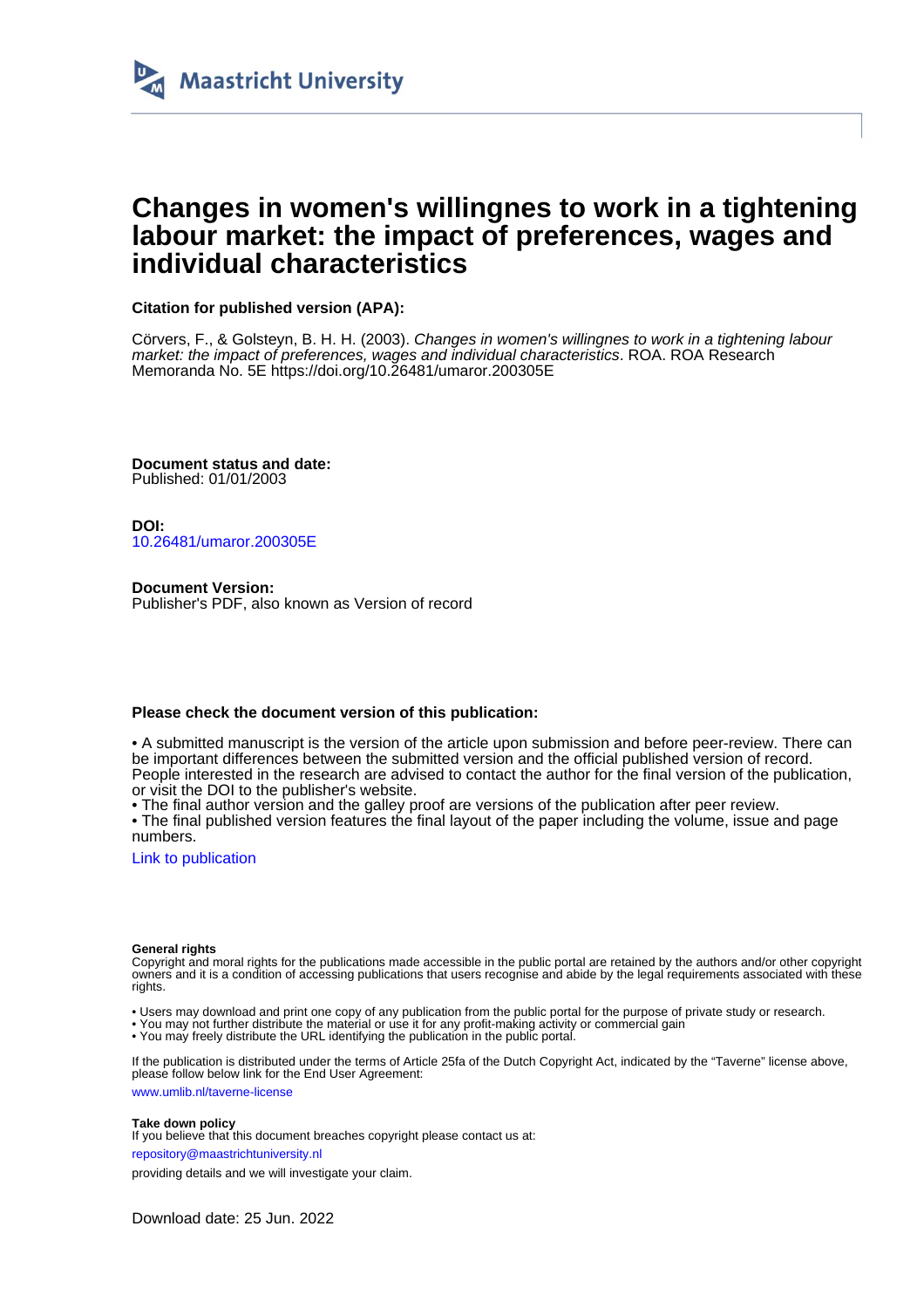Maastricht University

# Changes in women's willingnes to work in a tightening labour market: the impact of preferences, wages and individual characteristics

**Citation for published version (APA):**

Cörvers, F., & Golsteyn, B. H. H. (2003). *Changes in women's willingnes to work in a tightening labour market: the impact of preferences, wages and individual characteristics*. ROA. ROA Research Memoranda No. 5E https://doi.org/10.26481/umaror.200305E

**Document status and date:**
Published: 01/01/2003

**DOI:**
10.26481/umaror.200305E

**Document Version:**
Publisher's PDF, also known as Version of record

**Please check the document version of this publication:**

• A submitted manuscript is the version of the article upon submission and before peer-review. There can be important differences between the submitted version and the official published version of record. People interested in the research are advised to contact the author for the final version of the publication, or visit the DOI to the publisher's website.
• The final author version and the galley proof are versions of the publication after peer review.
• The final published version features the final layout of the paper including the volume, issue and page numbers.

Link to publication

**General rights**
Copyright and moral rights for the publications made accessible in the public portal are retained by the authors and/or other copyright owners and it is a condition of accessing publications that users recognise and abide by the legal requirements associated with these rights.

• Users may download and print one copy of any publication from the public portal for the purpose of private study or research.
• You may not further distribute the material or use it for any profit-making activity or commercial gain
• You may freely distribute the URL identifying the publication in the public portal.

If the publication is distributed under the terms of Article 25fa of the Dutch Copyright Act, indicated by the "Taverne" license above, please follow below link for the End User Agreement:

www.umlib.nl/taverne-license

**Take down policy**
If you believe that this document breaches copyright please contact us at:

repository@maastrichtuniversity.nl

providing details and we will investigate your claim.

Download date: 25 Jun. 2022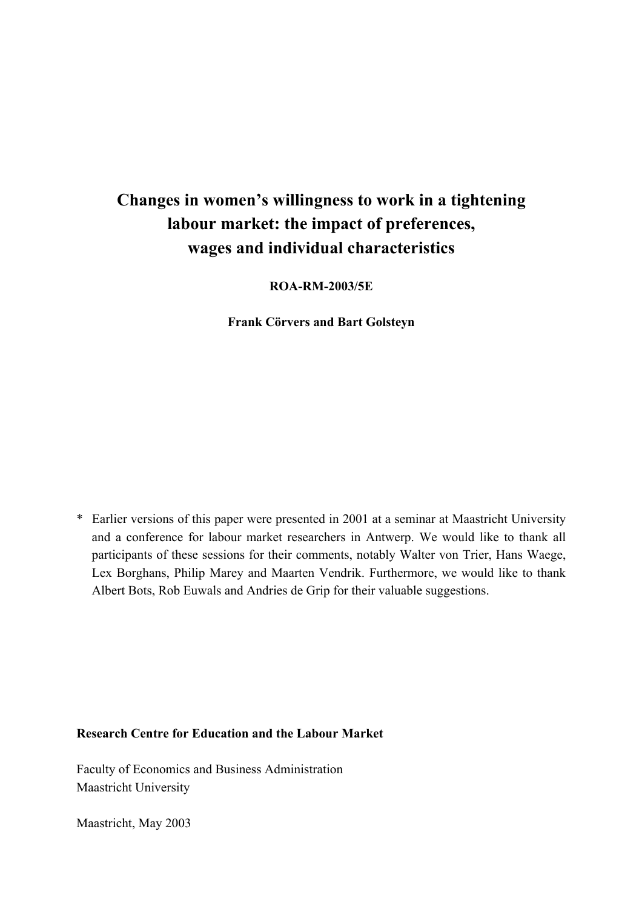# Changes in women's willingness to work in a tightening labour market: the impact of preferences, wages and individual characteristics

**ROA-RM-2003/5E**

**Frank Cörvers and Bart Golsteyn**

\* Earlier versions of this paper were presented in 2001 at a seminar at Maastricht University and a conference for labour market researchers in Antwerp. We would like to thank all participants of these sessions for their comments, notably Walter von Trier, Hans Waege, Lex Borghans, Philip Marey and Maarten Vendrik. Furthermore, we would like to thank Albert Bots, Rob Euwals and Andries de Grip for their valuable suggestions.

**Research Centre for Education and the Labour Market**

Faculty of Economics and Business Administration
Maastricht University

Maastricht, May 2003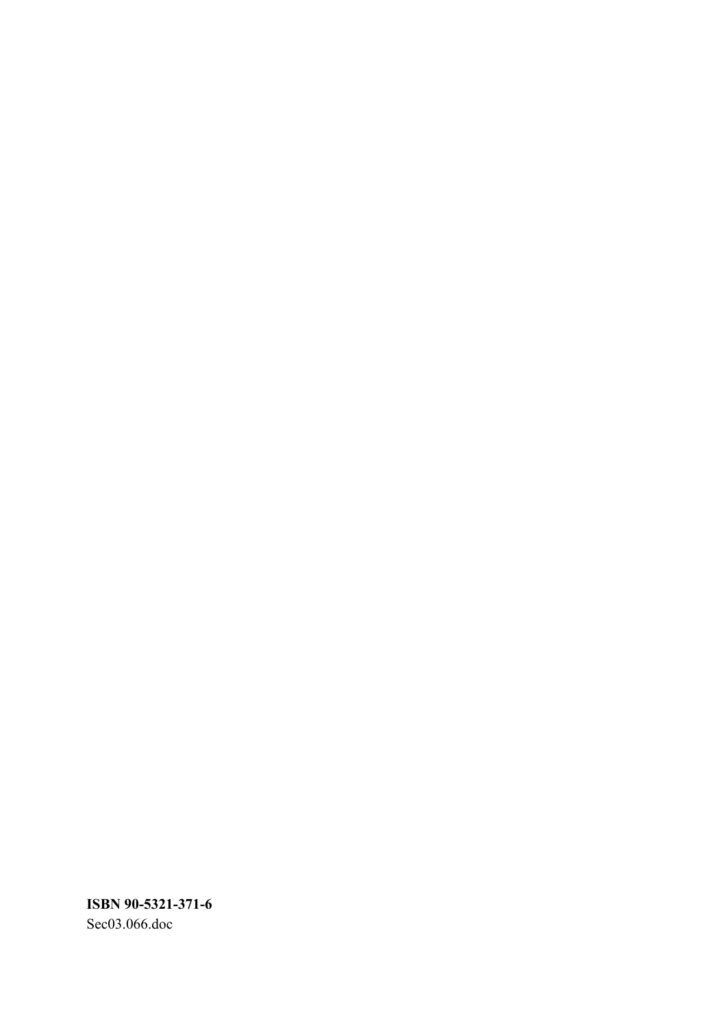**ISBN 90-5321-371-6**

Sec03.066.doc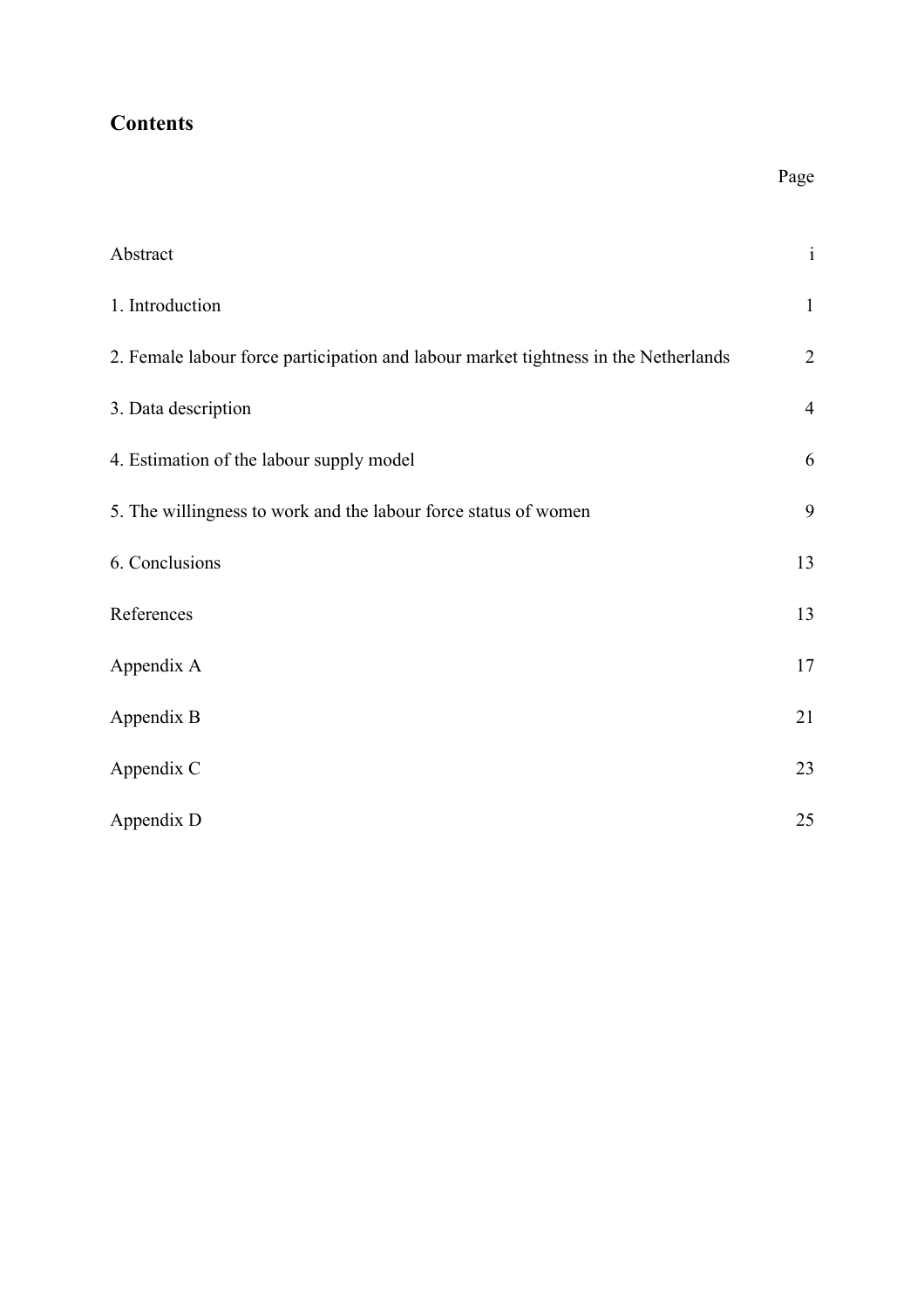## Contents

| | Page |
|---|---|
| Abstract | i |
| 1. Introduction | 1 |
| 2. Female labour force participation and labour market tightness in the Netherlands | 2 |
| 3. Data description | 4 |
| 4. Estimation of the labour supply model | 6 |
| 5. The willingness to work and the labour force status of women | 9 |
| 6. Conclusions | 13 |
| References | 13 |
| Appendix A | 17 |
| Appendix B | 21 |
| Appendix C | 23 |
| Appendix D | 25 |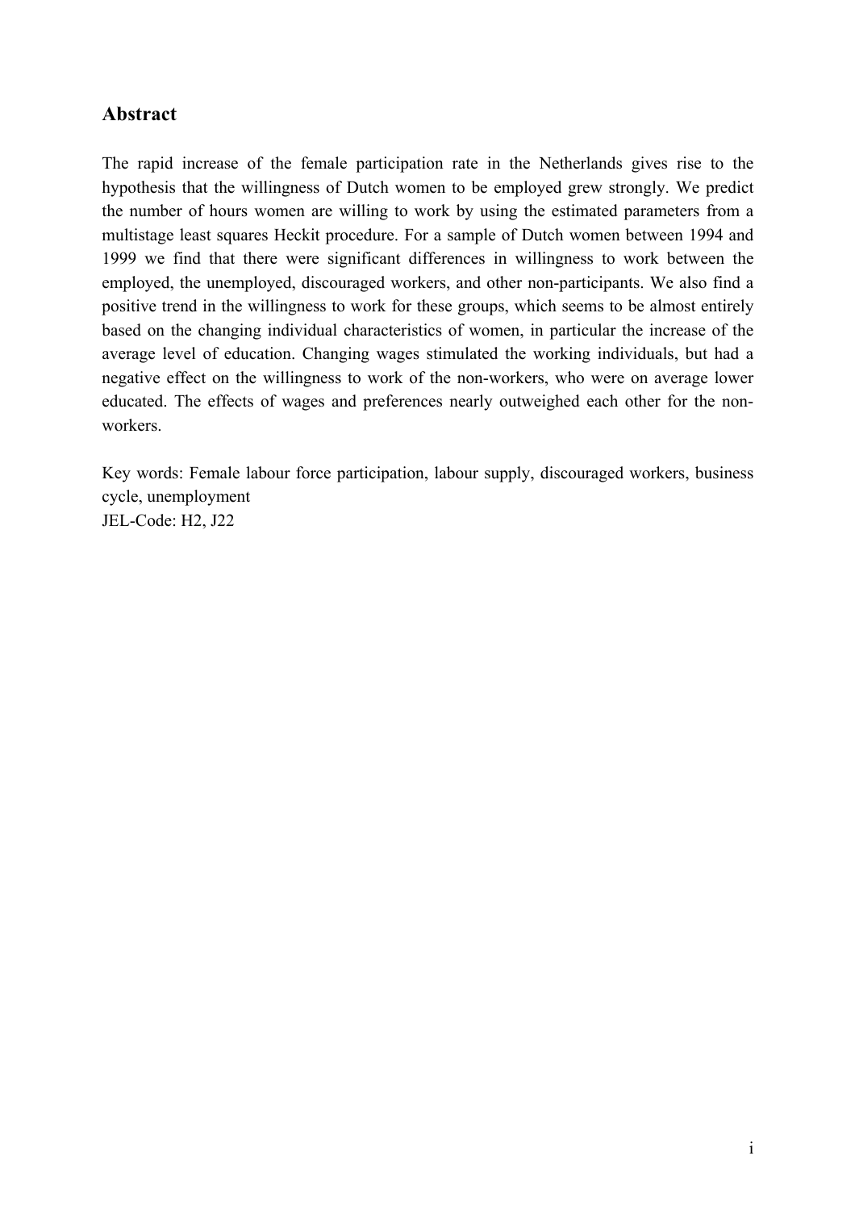## Abstract

The rapid increase of the female participation rate in the Netherlands gives rise to the hypothesis that the willingness of Dutch women to be employed grew strongly. We predict the number of hours women are willing to work by using the estimated parameters from a multistage least squares Heckit procedure. For a sample of Dutch women between 1994 and 1999 we find that there were significant differences in willingness to work between the employed, the unemployed, discouraged workers, and other non-participants. We also find a positive trend in the willingness to work for these groups, which seems to be almost entirely based on the changing individual characteristics of women, in particular the increase of the average level of education. Changing wages stimulated the working individuals, but had a negative effect on the willingness to work of the non-workers, who were on average lower educated. The effects of wages and preferences nearly outweighed each other for the non-workers.

Key words: Female labour force participation, labour supply, discouraged workers, business cycle, unemployment
JEL-Code: H2, J22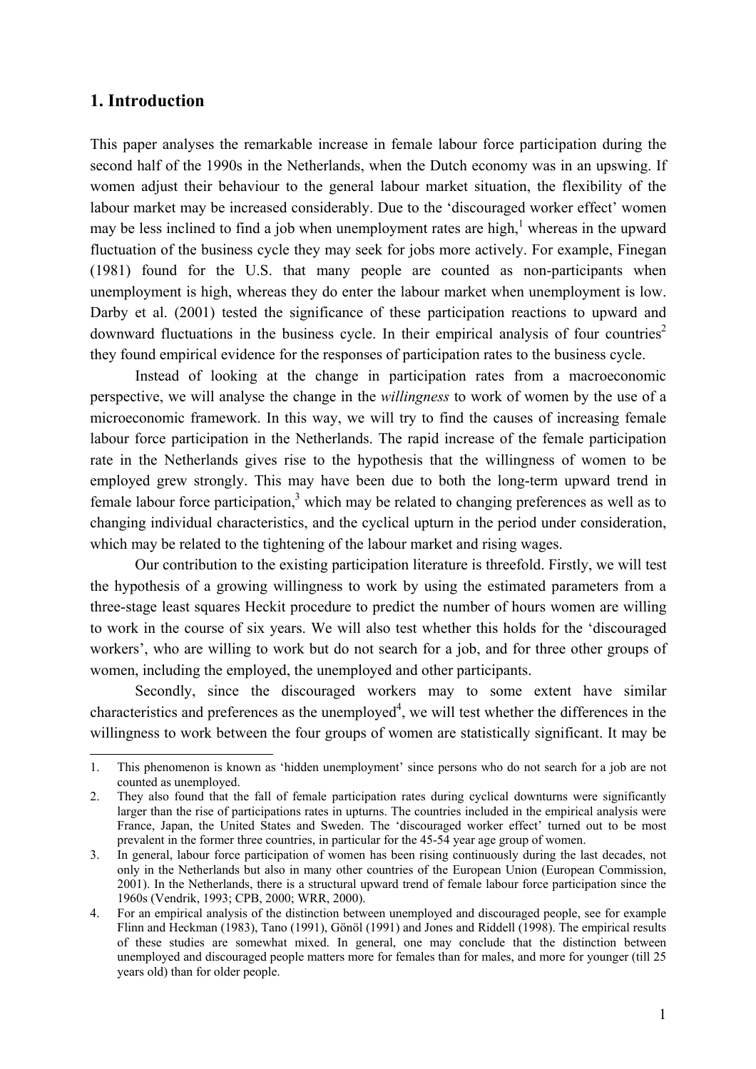## 1. Introduction

This paper analyses the remarkable increase in female labour force participation during the second half of the 1990s in the Netherlands, when the Dutch economy was in an upswing. If women adjust their behaviour to the general labour market situation, the flexibility of the labour market may be increased considerably. Due to the 'discouraged worker effect' women may be less inclined to find a job when unemployment rates are high,[1] whereas in the upward fluctuation of the business cycle they may seek for jobs more actively. For example, Finegan (1981) found for the U.S. that many people are counted as non-participants when unemployment is high, whereas they do enter the labour market when unemployment is low. Darby et al. (2001) tested the significance of these participation reactions to upward and downward fluctuations in the business cycle. In their empirical analysis of four countries[2] they found empirical evidence for the responses of participation rates to the business cycle.

Instead of looking at the change in participation rates from a macroeconomic perspective, we will analyse the change in the *willingness* to work of women by the use of a microeconomic framework. In this way, we will try to find the causes of increasing female labour force participation in the Netherlands. The rapid increase of the female participation rate in the Netherlands gives rise to the hypothesis that the willingness of women to be employed grew strongly. This may have been due to both the long-term upward trend in female labour force participation,[3] which may be related to changing preferences as well as to changing individual characteristics, and the cyclical upturn in the period under consideration, which may be related to the tightening of the labour market and rising wages.

Our contribution to the existing participation literature is threefold. Firstly, we will test the hypothesis of a growing willingness to work by using the estimated parameters from a three-stage least squares Heckit procedure to predict the number of hours women are willing to work in the course of six years. We will also test whether this holds for the 'discouraged workers', who are willing to work but do not search for a job, and for three other groups of women, including the employed, the unemployed and other participants.

Secondly, since the discouraged workers may to some extent have similar characteristics and preferences as the unemployed[4], we will test whether the differences in the willingness to work between the four groups of women are statistically significant. It may be

1. This phenomenon is known as 'hidden unemployment' since persons who do not search for a job are not counted as unemployed.
2. They also found that the fall of female participation rates during cyclical downturns were significantly larger than the rise of participations rates in upturns. The countries included in the empirical analysis were France, Japan, the United States and Sweden. The 'discouraged worker effect' turned out to be most prevalent in the former three countries, in particular for the 45-54 year age group of women.
3. In general, labour force participation of women has been rising continuously during the last decades, not only in the Netherlands but also in many other countries of the European Union (European Commission, 2001). In the Netherlands, there is a structural upward trend of female labour force participation since the 1960s (Vendrik, 1993; CPB, 2000; WRR, 2000).
4. For an empirical analysis of the distinction between unemployed and discouraged people, see for example Flinn and Heckman (1983), Tano (1991), Gönöl (1991) and Jones and Riddell (1998). The empirical results of these studies are somewhat mixed. In general, one may conclude that the distinction between unemployed and discouraged people matters more for females than for males, and more for younger (till 25 years old) than for older people.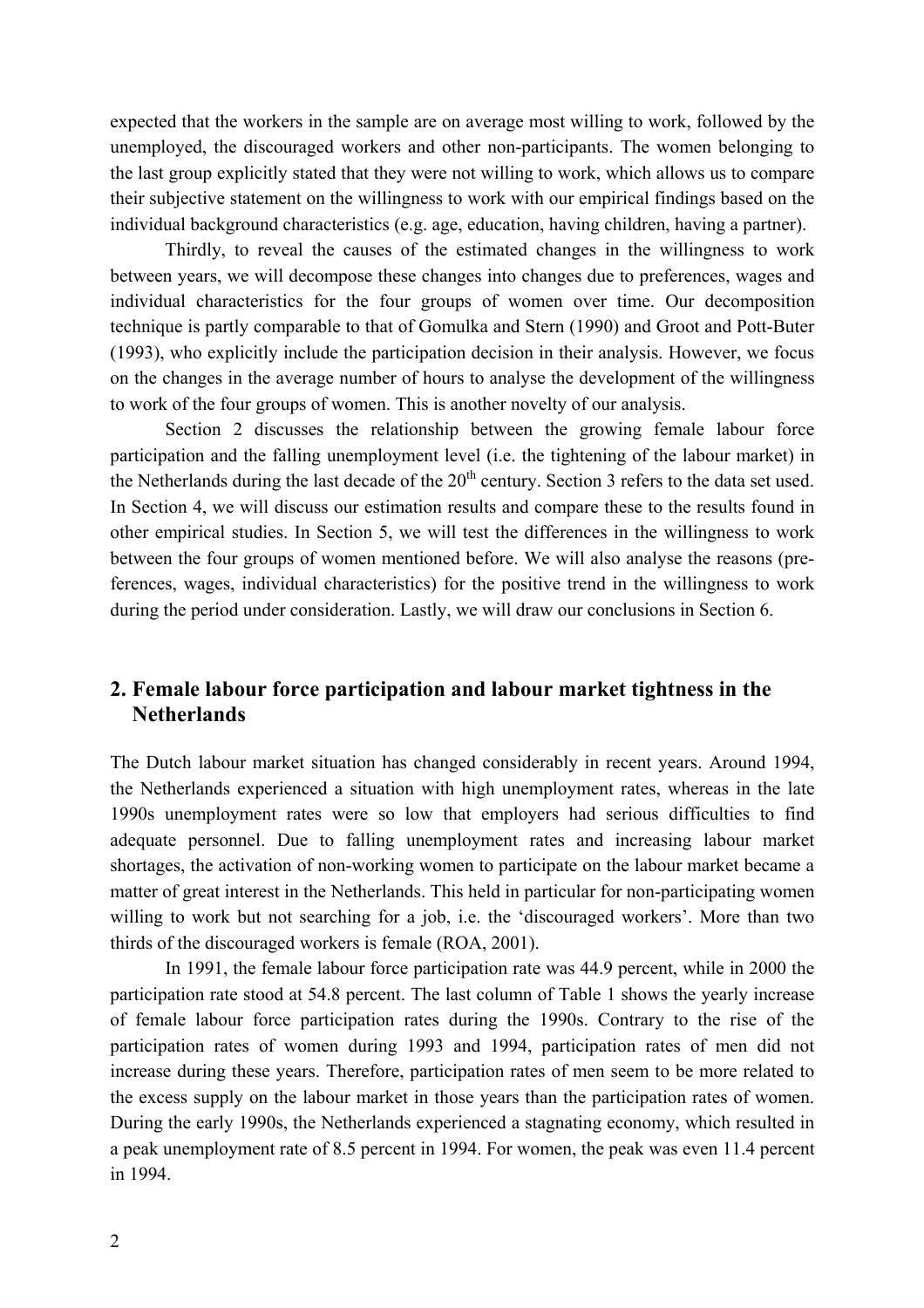expected that the workers in the sample are on average most willing to work, followed by the unemployed, the discouraged workers and other non-participants. The women belonging to the last group explicitly stated that they were not willing to work, which allows us to compare their subjective statement on the willingness to work with our empirical findings based on the individual background characteristics (e.g. age, education, having children, having a partner).

Thirdly, to reveal the causes of the estimated changes in the willingness to work between years, we will decompose these changes into changes due to preferences, wages and individual characteristics for the four groups of women over time. Our decomposition technique is partly comparable to that of Gomulka and Stern (1990) and Groot and Pott-Buter (1993), who explicitly include the participation decision in their analysis. However, we focus on the changes in the average number of hours to analyse the development of the willingness to work of the four groups of women. This is another novelty of our analysis.

Section 2 discusses the relationship between the growing female labour force participation and the falling unemployment level (i.e. the tightening of the labour market) in the Netherlands during the last decade of the 20th century. Section 3 refers to the data set used. In Section 4, we will discuss our estimation results and compare these to the results found in other empirical studies. In Section 5, we will test the differences in the willingness to work between the four groups of women mentioned before. We will also analyse the reasons (preferences, wages, individual characteristics) for the positive trend in the willingness to work during the period under consideration. Lastly, we will draw our conclusions in Section 6.

## 2. Female labour force participation and labour market tightness in the Netherlands

The Dutch labour market situation has changed considerably in recent years. Around 1994, the Netherlands experienced a situation with high unemployment rates, whereas in the late 1990s unemployment rates were so low that employers had serious difficulties to find adequate personnel. Due to falling unemployment rates and increasing labour market shortages, the activation of non-working women to participate on the labour market became a matter of great interest in the Netherlands. This held in particular for non-participating women willing to work but not searching for a job, i.e. the 'discouraged workers'. More than two thirds of the discouraged workers is female (ROA, 2001).

In 1991, the female labour force participation rate was 44.9 percent, while in 2000 the participation rate stood at 54.8 percent. The last column of Table 1 shows the yearly increase of female labour force participation rates during the 1990s. Contrary to the rise of the participation rates of women during 1993 and 1994, participation rates of men did not increase during these years. Therefore, participation rates of men seem to be more related to the excess supply on the labour market in those years than the participation rates of women. During the early 1990s, the Netherlands experienced a stagnating economy, which resulted in a peak unemployment rate of 8.5 percent in 1994. For women, the peak was even 11.4 percent in 1994.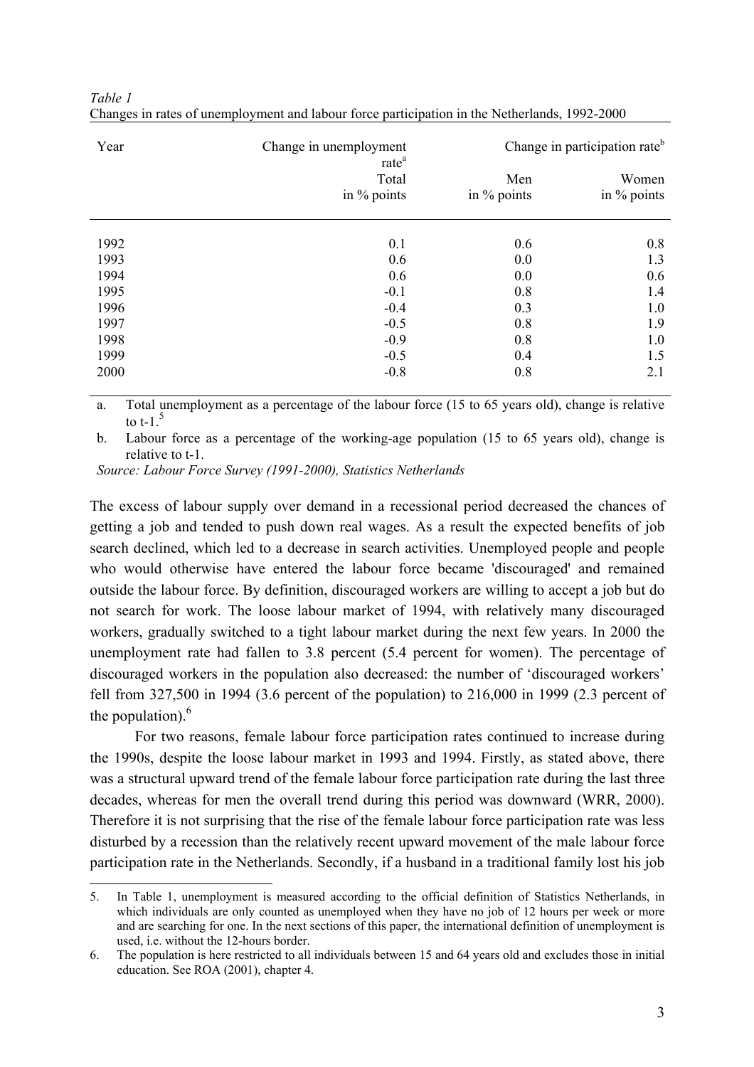*Table 1*
Changes in rates of unemployment and labour force participation in the Netherlands, 1992-2000

| Year | Change in unemployment rate[a] | Change in participation rate[b] | |
|---|---|---|---|
| | Total in % points | Men in % points | Women in % points |
| 1992 | 0.1 | 0.6 | 0.8 |
| 1993 | 0.6 | 0.0 | 1.3 |
| 1994 | 0.6 | 0.0 | 0.6 |
| 1995 | -0.1 | 0.8 | 1.4 |
| 1996 | -0.4 | 0.3 | 1.0 |
| 1997 | -0.5 | 0.8 | 1.9 |
| 1998 | -0.9 | 0.8 | 1.0 |
| 1999 | -0.5 | 0.4 | 1.5 |
| 2000 | -0.8 | 0.8 | 2.1 |

a. Total unemployment as a percentage of the labour force (15 to 65 years old), change is relative to t-1.[5]

b. Labour force as a percentage of the working-age population (15 to 65 years old), change is relative to t-1.

*Source: Labour Force Survey (1991-2000), Statistics Netherlands*

The excess of labour supply over demand in a recessional period decreased the chances of getting a job and tended to push down real wages. As a result the expected benefits of job search declined, which led to a decrease in search activities. Unemployed people and people who would otherwise have entered the labour force became 'discouraged' and remained outside the labour force. By definition, discouraged workers are willing to accept a job but do not search for work. The loose labour market of 1994, with relatively many discouraged workers, gradually switched to a tight labour market during the next few years. In 2000 the unemployment rate had fallen to 3.8 percent (5.4 percent for women). The percentage of discouraged workers in the population also decreased: the number of 'discouraged workers' fell from 327,500 in 1994 (3.6 percent of the population) to 216,000 in 1999 (2.3 percent of the population).[6]

For two reasons, female labour force participation rates continued to increase during the 1990s, despite the loose labour market in 1993 and 1994. Firstly, as stated above, there was a structural upward trend of the female labour force participation rate during the last three decades, whereas for men the overall trend during this period was downward (WRR, 2000). Therefore it is not surprising that the rise of the female labour force participation rate was less disturbed by a recession than the relatively recent upward movement of the male labour force participation rate in the Netherlands. Secondly, if a husband in a traditional family lost his job

5. In Table 1, unemployment is measured according to the official definition of Statistics Netherlands, in which individuals are only counted as unemployed when they have no job of 12 hours per week or more and are searching for one. In the next sections of this paper, the international definition of unemployment is used, i.e. without the 12-hours border.

6. The population is here restricted to all individuals between 15 and 64 years old and excludes those in initial education. See ROA (2001), chapter 4.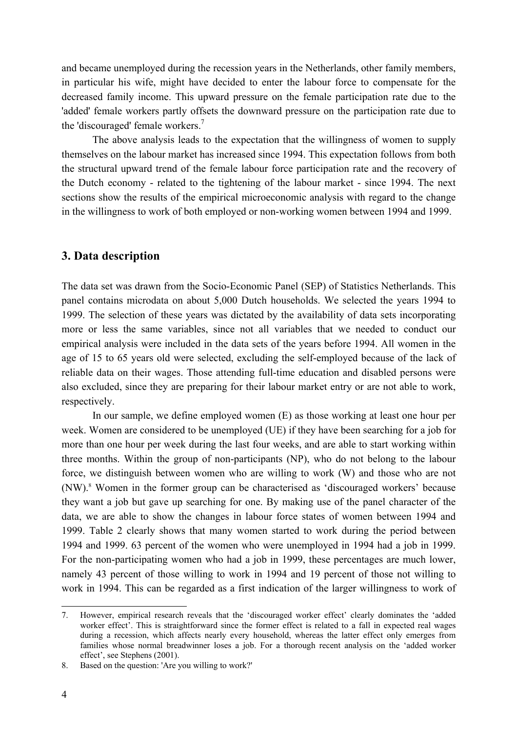and became unemployed during the recession years in the Netherlands, other family members, in particular his wife, might have decided to enter the labour force to compensate for the decreased family income. This upward pressure on the female participation rate due to the 'added' female workers partly offsets the downward pressure on the participation rate due to the 'discouraged' female workers.[7]

The above analysis leads to the expectation that the willingness of women to supply themselves on the labour market has increased since 1994. This expectation follows from both the structural upward trend of the female labour force participation rate and the recovery of the Dutch economy - related to the tightening of the labour market - since 1994. The next sections show the results of the empirical microeconomic analysis with regard to the change in the willingness to work of both employed or non-working women between 1994 and 1999.

## 3. Data description

The data set was drawn from the Socio-Economic Panel (SEP) of Statistics Netherlands. This panel contains microdata on about 5,000 Dutch households. We selected the years 1994 to 1999. The selection of these years was dictated by the availability of data sets incorporating more or less the same variables, since not all variables that we needed to conduct our empirical analysis were included in the data sets of the years before 1994. All women in the age of 15 to 65 years old were selected, excluding the self-employed because of the lack of reliable data on their wages. Those attending full-time education and disabled persons were also excluded, since they are preparing for their labour market entry or are not able to work, respectively.

In our sample, we define employed women (E) as those working at least one hour per week. Women are considered to be unemployed (UE) if they have been searching for a job for more than one hour per week during the last four weeks, and are able to start working within three months. Within the group of non-participants (NP), who do not belong to the labour force, we distinguish between women who are willing to work (W) and those who are not (NW).[8] Women in the former group can be characterised as 'discouraged workers' because they want a job but gave up searching for one. By making use of the panel character of the data, we are able to show the changes in labour force states of women between 1994 and 1999. Table 2 clearly shows that many women started to work during the period between 1994 and 1999. 63 percent of the women who were unemployed in 1994 had a job in 1999. For the non-participating women who had a job in 1999, these percentages are much lower, namely 43 percent of those willing to work in 1994 and 19 percent of those not willing to work in 1994. This can be regarded as a first indication of the larger willingness to work of

7. However, empirical research reveals that the 'discouraged worker effect' clearly dominates the 'added worker effect'. This is straightforward since the former effect is related to a fall in expected real wages during a recession, which affects nearly every household, whereas the latter effect only emerges from families whose normal breadwinner loses a job. For a thorough recent analysis on the 'added worker effect', see Stephens (2001).

8. Based on the question: 'Are you willing to work?'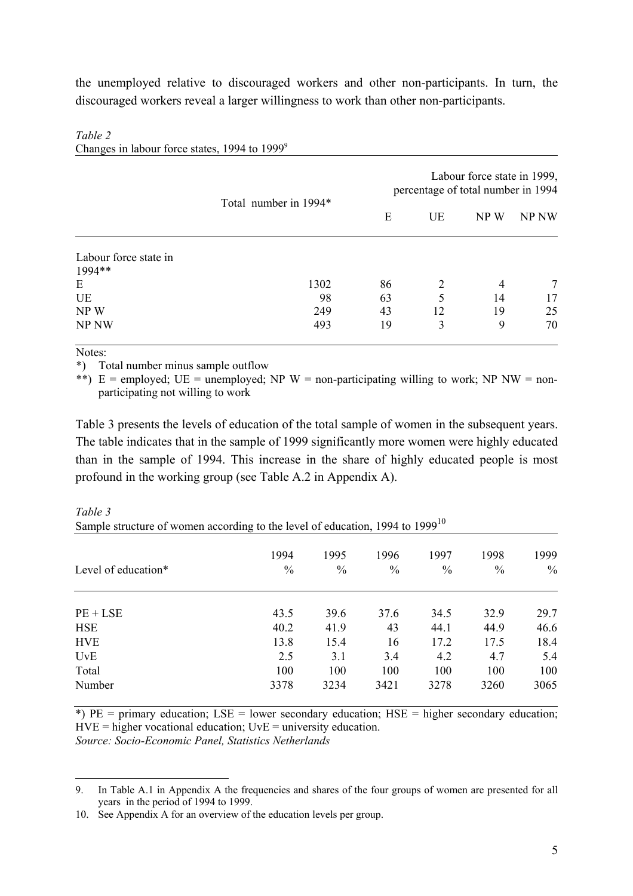the unemployed relative to discouraged workers and other non-participants. In turn, the discouraged workers reveal a larger willingness to work than other non-participants.

*Table 2*
Changes in labour force states, 1994 to 1999[9]

| | Total number in 1994* | Labour force state in 1999, percentage of total number in 1994 | | | |
|---|---|---|---|---|---|
| | | E | UE | NP W | NP NW |
| Labour force state in 1994** | | | | | |
| E | 1302 | 86 | 2 | 4 | 7 |
| UE | 98 | 63 | 5 | 14 | 17 |
| NP W | 249 | 43 | 12 | 19 | 25 |
| NP NW | 493 | 19 | 3 | 9 | 70 |

Notes:
*) Total number minus sample outflow
**) E = employed; UE = unemployed; NP W = non-participating willing to work; NP NW = non-participating not willing to work

Table 3 presents the levels of education of the total sample of women in the subsequent years. The table indicates that in the sample of 1999 significantly more women were highly educated than in the sample of 1994. This increase in the share of highly educated people is most profound in the working group (see Table A.2 in Appendix A).

*Table 3*
Sample structure of women according to the level of education, 1994 to 1999[10]

| Level of education* | 1994 % | 1995 % | 1996 % | 1997 % | 1998 % | 1999 % |
|---|---|---|---|---|---|---|
| PE + LSE | 43.5 | 39.6 | 37.6 | 34.5 | 32.9 | 29.7 |
| HSE | 40.2 | 41.9 | 43 | 44.1 | 44.9 | 46.6 |
| HVE | 13.8 | 15.4 | 16 | 17.2 | 17.5 | 18.4 |
| UvE | 2.5 | 3.1 | 3.4 | 4.2 | 4.7 | 5.4 |
| Total | 100 | 100 | 100 | 100 | 100 | 100 |
| Number | 3378 | 3234 | 3421 | 3278 | 3260 | 3065 |

*) PE = primary education; LSE = lower secondary education; HSE = higher secondary education; HVE = higher vocational education; UvE = university education.
*Source: Socio-Economic Panel, Statistics Netherlands*

9. In Table A.1 in Appendix A the frequencies and shares of the four groups of women are presented for all years in the period of 1994 to 1999.
10. See Appendix A for an overview of the education levels per group.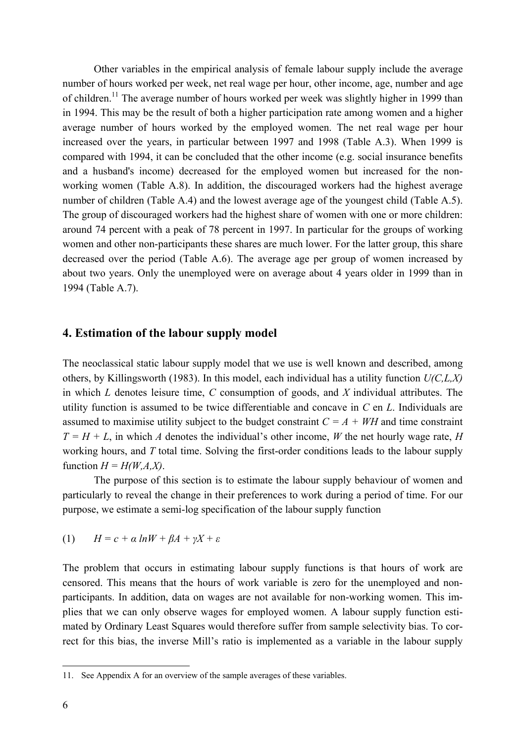Other variables in the empirical analysis of female labour supply include the average number of hours worked per week, net real wage per hour, other income, age, number and age of children.[11] The average number of hours worked per week was slightly higher in 1999 than in 1994. This may be the result of both a higher participation rate among women and a higher average number of hours worked by the employed women. The net real wage per hour increased over the years, in particular between 1997 and 1998 (Table A.3). When 1999 is compared with 1994, it can be concluded that the other income (e.g. social insurance benefits and a husband's income) decreased for the employed women but increased for the non-working women (Table A.8). In addition, the discouraged workers had the highest average number of children (Table A.4) and the lowest average age of the youngest child (Table A.5). The group of discouraged workers had the highest share of women with one or more children: around 74 percent with a peak of 78 percent in 1997. In particular for the groups of working women and other non-participants these shares are much lower. For the latter group, this share decreased over the period (Table A.6). The average age per group of women increased by about two years. Only the unemployed were on average about 4 years older in 1999 than in 1994 (Table A.7).

## 4. Estimation of the labour supply model

The neoclassical static labour supply model that we use is well known and described, among others, by Killingsworth (1983). In this model, each individual has a utility function $U(C,L,X)$ in which $L$ denotes leisure time, $C$ consumption of goods, and $X$ individual attributes. The utility function is assumed to be twice differentiable and concave in $C$ en $L$. Individuals are assumed to maximise utility subject to the budget constraint $C = A + WH$ and time constraint $T = H + L$, in which $A$ denotes the individual's other income, $W$ the net hourly wage rate, $H$ working hours, and $T$ total time. Solving the first-order conditions leads to the labour supply function $H = H(W,A,X)$.

The purpose of this section is to estimate the labour supply behaviour of women and particularly to reveal the change in their preferences to work during a period of time. For our purpose, we estimate a semi-log specification of the labour supply function

$$(1) \qquad H = c + \alpha \ln W + \beta A + \gamma X + \varepsilon$$

The problem that occurs in estimating labour supply functions is that hours of work are censored. This means that the hours of work variable is zero for the unemployed and non-participants. In addition, data on wages are not available for non-working women. This implies that we can only observe wages for employed women. A labour supply function estimated by Ordinary Least Squares would therefore suffer from sample selectivity bias. To correct for this bias, the inverse Mill's ratio is implemented as a variable in the labour supply

11. See Appendix A for an overview of the sample averages of these variables.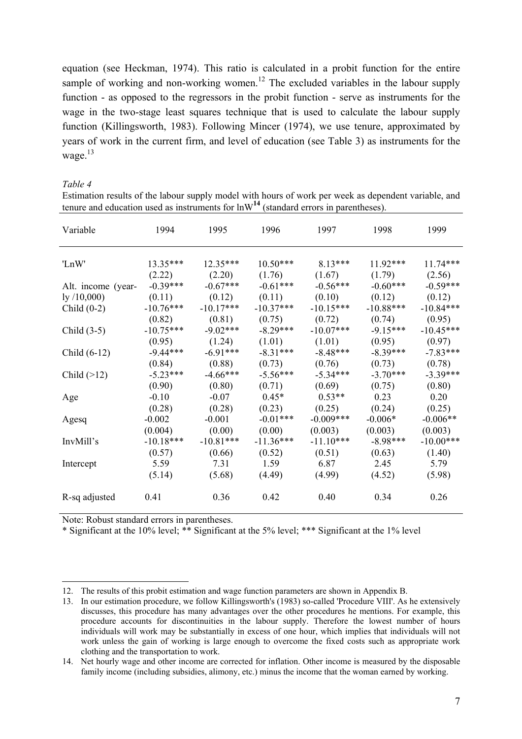equation (see Heckman, 1974). This ratio is calculated in a probit function for the entire sample of working and non-working women.[12] The excluded variables in the labour supply function - as opposed to the regressors in the probit function - serve as instruments for the wage in the two-stage least squares technique that is used to calculate the labour supply function (Killingsworth, 1983). Following Mincer (1974), we use tenure, approximated by years of work in the current firm, and level of education (see Table 3) as instruments for the wage.[13]

*Table 4*

Estimation results of the labour supply model with hours of work per week as dependent variable, and tenure and education used as instruments for lnW[14] (standard errors in parentheses).

| Variable | 1994 | 1995 | 1996 | 1997 | 1998 | 1999 |
|---|---|---|---|---|---|---|
| 'LnW' | 13.35*** | 12.35*** | 10.50*** | 8.13*** | 11.92*** | 11.74*** |
| | (2.22) | (2.20) | (1.76) | (1.67) | (1.79) | (2.56) |
| Alt. income (yearly /10,000) | -0.39*** | -0.67*** | -0.61*** | -0.56*** | -0.60*** | -0.59*** |
| | (0.11) | (0.12) | (0.11) | (0.10) | (0.12) | (0.12) |
| Child (0-2) | -10.76*** | -10.17*** | -10.37*** | -10.15*** | -10.88*** | -10.84*** |
| | (0.82) | (0.81) | (0.75) | (0.72) | (0.74) | (0.95) |
| Child (3-5) | -10.75*** | -9.02*** | -8.29*** | -10.07*** | -9.15*** | -10.45*** |
| | (0.95) | (1.24) | (1.01) | (1.01) | (0.95) | (0.97) |
| Child (6-12) | -9.44*** | -6.91*** | -8.31*** | -8.48*** | -8.39*** | -7.83*** |
| | (0.84) | (0.88) | (0.73) | (0.76) | (0.73) | (0.78) |
| Child (>12) | -5.23*** | -4.66*** | -5.56*** | -5.34*** | -3.70*** | -3.39*** |
| | (0.90) | (0.80) | (0.71) | (0.69) | (0.75) | (0.80) |
| Age | -0.10 | -0.07 | 0.45* | 0.53** | 0.23 | 0.20 |
| | (0.28) | (0.28) | (0.23) | (0.25) | (0.24) | (0.25) |
| Agesq | -0.002 | -0.001 | -0.01*** | -0.009*** | -0.006* | -0.006** |
| | (0.004) | (0.00) | (0.00) | (0.003) | (0.003) | (0.003) |
| InvMill's | -10.18*** | -10.81*** | -11.36*** | -11.10*** | -8.98*** | -10.00*** |
| | (0.57) | (0.66) | (0.52) | (0.51) | (0.63) | (1.40) |
| Intercept | 5.59 | 7.31 | 1.59 | 6.87 | 2.45 | 5.79 |
| | (5.14) | (5.68) | (4.49) | (4.99) | (4.52) | (5.98) |
| R-sq adjusted | 0.41 | 0.36 | 0.42 | 0.40 | 0.34 | 0.26 |

Note: Robust standard errors in parentheses.

\* Significant at the 10% level; ** Significant at the 5% level; *** Significant at the 1% level

---

12. The results of this probit estimation and wage function parameters are shown in Appendix B.
13. In our estimation procedure, we follow Killingsworth's (1983) so-called 'Procedure VIII'. As he extensively discusses, this procedure has many advantages over the other procedures he mentions. For example, this procedure accounts for discontinuities in the labour supply. Therefore the lowest number of hours individuals will work may be substantially in excess of one hour, which implies that individuals will not work unless the gain of working is large enough to overcome the fixed costs such as appropriate work clothing and the transportation to work.
14. Net hourly wage and other income are corrected for inflation. Other income is measured by the disposable family income (including subsidies, alimony, etc.) minus the income that the woman earned by working.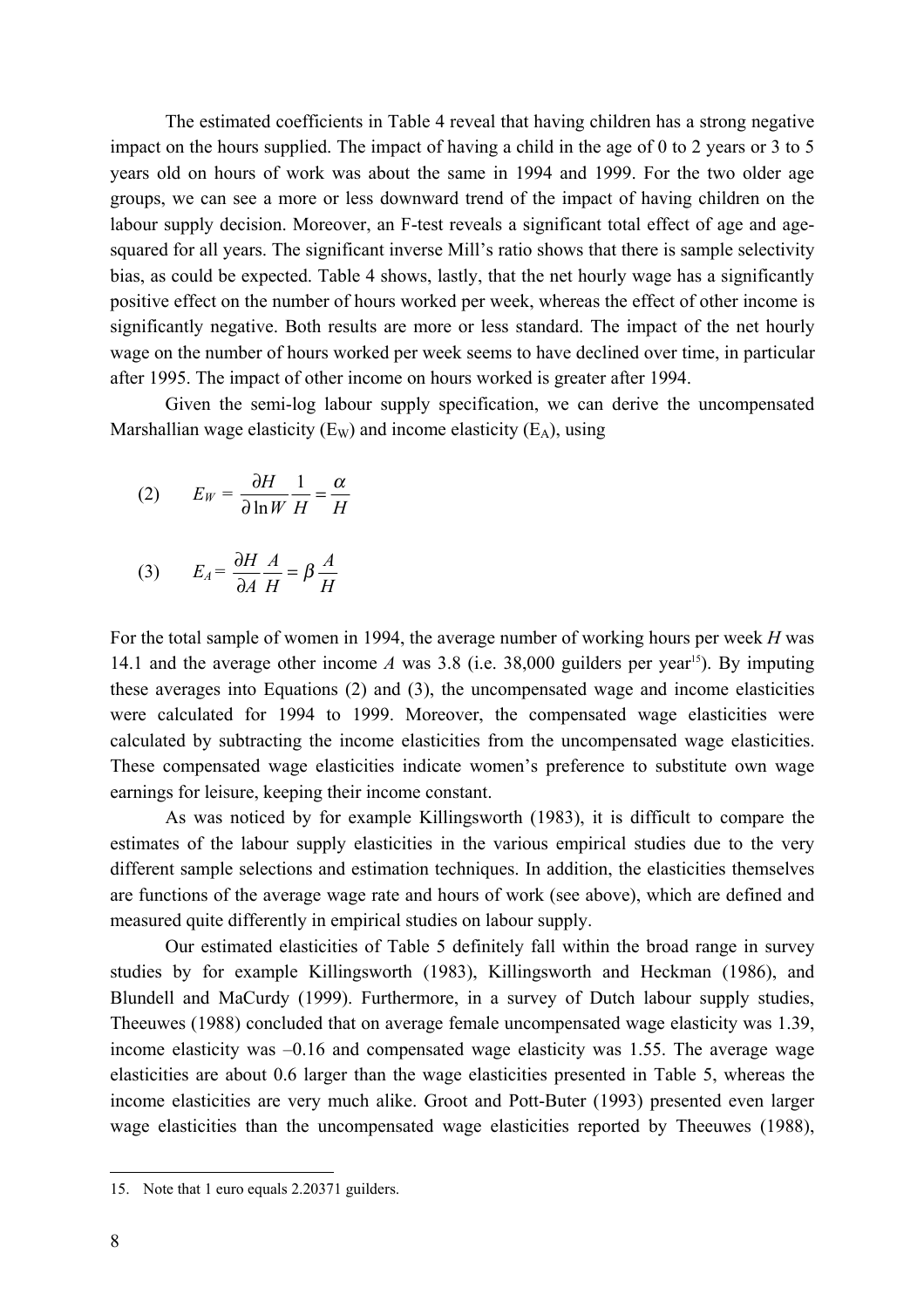The estimated coefficients in Table 4 reveal that having children has a strong negative impact on the hours supplied. The impact of having a child in the age of 0 to 2 years or 3 to 5 years old on hours of work was about the same in 1994 and 1999. For the two older age groups, we can see a more or less downward trend of the impact of having children on the labour supply decision. Moreover, an F-test reveals a significant total effect of age and age-squared for all years. The significant inverse Mill's ratio shows that there is sample selectivity bias, as could be expected. Table 4 shows, lastly, that the net hourly wage has a significantly positive effect on the number of hours worked per week, whereas the effect of other income is significantly negative. Both results are more or less standard. The impact of the net hourly wage on the number of hours worked per week seems to have declined over time, in particular after 1995. The impact of other income on hours worked is greater after 1994.

Given the semi-log labour supply specification, we can derive the uncompensated Marshallian wage elasticity ($E_W$) and income elasticity ($E_A$), using

$$(2) \qquad E_W = \frac{\partial H}{\partial \ln W}\frac{1}{H} = \frac{\alpha}{H}$$

$$(3) \qquad E_A = \frac{\partial H}{\partial A}\frac{A}{H} = \beta\frac{A}{H}$$

For the total sample of women in 1994, the average number of working hours per week $H$ was 14.1 and the average other income $A$ was 3.8 (i.e. 38,000 guilders per year[15]). By imputing these averages into Equations (2) and (3), the uncompensated wage and income elasticities were calculated for 1994 to 1999. Moreover, the compensated wage elasticities were calculated by subtracting the income elasticities from the uncompensated wage elasticities. These compensated wage elasticities indicate women's preference to substitute own wage earnings for leisure, keeping their income constant.

As was noticed by for example Killingsworth (1983), it is difficult to compare the estimates of the labour supply elasticities in the various empirical studies due to the very different sample selections and estimation techniques. In addition, the elasticities themselves are functions of the average wage rate and hours of work (see above), which are defined and measured quite differently in empirical studies on labour supply.

Our estimated elasticities of Table 5 definitely fall within the broad range in survey studies by for example Killingsworth (1983), Killingsworth and Heckman (1986), and Blundell and MaCurdy (1999). Furthermore, in a survey of Dutch labour supply studies, Theeuwes (1988) concluded that on average female uncompensated wage elasticity was 1.39, income elasticity was –0.16 and compensated wage elasticity was 1.55. The average wage elasticities are about 0.6 larger than the wage elasticities presented in Table 5, whereas the income elasticities are very much alike. Groot and Pott-Buter (1993) presented even larger wage elasticities than the uncompensated wage elasticities reported by Theeuwes (1988),

---

15. Note that 1 euro equals 2.20371 guilders.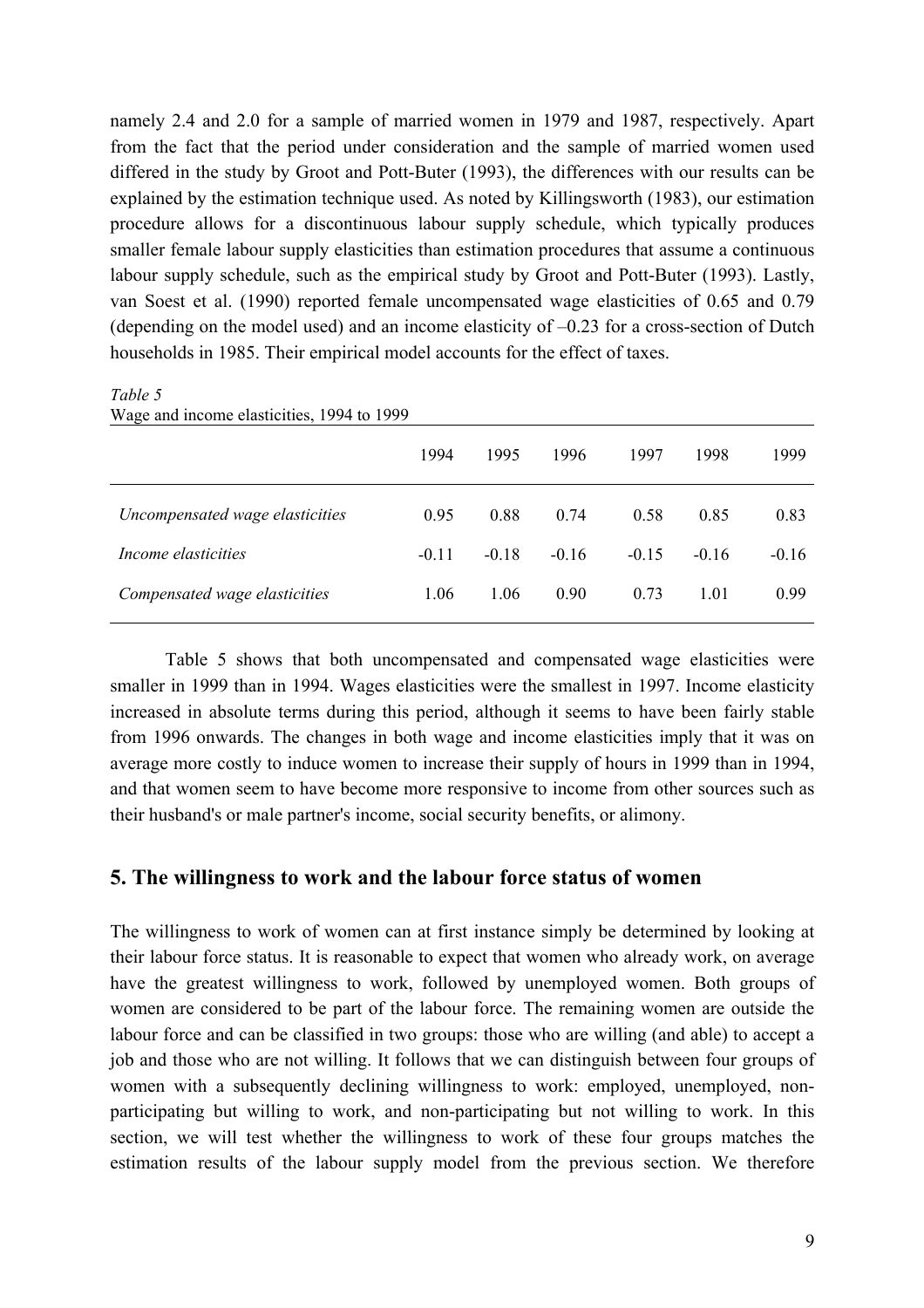namely 2.4 and 2.0 for a sample of married women in 1979 and 1987, respectively. Apart from the fact that the period under consideration and the sample of married women used differed in the study by Groot and Pott-Buter (1993), the differences with our results can be explained by the estimation technique used. As noted by Killingsworth (1983), our estimation procedure allows for a discontinuous labour supply schedule, which typically produces smaller female labour supply elasticities than estimation procedures that assume a continuous labour supply schedule, such as the empirical study by Groot and Pott-Buter (1993). Lastly, van Soest et al. (1990) reported female uncompensated wage elasticities of 0.65 and 0.79 (depending on the model used) and an income elasticity of –0.23 for a cross-section of Dutch households in 1985. Their empirical model accounts for the effect of taxes.

*Table 5*
Wage and income elasticities, 1994 to 1999

| | 1994 | 1995 | 1996 | 1997 | 1998 | 1999 |
|---|---|---|---|---|---|---|
| *Uncompensated wage elasticities* | 0.95 | 0.88 | 0.74 | 0.58 | 0.85 | 0.83 |
| *Income elasticities* | -0.11 | -0.18 | -0.16 | -0.15 | -0.16 | -0.16 |
| *Compensated wage elasticities* | 1.06 | 1.06 | 0.90 | 0.73 | 1.01 | 0.99 |

Table 5 shows that both uncompensated and compensated wage elasticities were smaller in 1999 than in 1994. Wages elasticities were the smallest in 1997. Income elasticity increased in absolute terms during this period, although it seems to have been fairly stable from 1996 onwards. The changes in both wage and income elasticities imply that it was on average more costly to induce women to increase their supply of hours in 1999 than in 1994, and that women seem to have become more responsive to income from other sources such as their husband's or male partner's income, social security benefits, or alimony.

## 5. The willingness to work and the labour force status of women

The willingness to work of women can at first instance simply be determined by looking at their labour force status. It is reasonable to expect that women who already work, on average have the greatest willingness to work, followed by unemployed women. Both groups of women are considered to be part of the labour force. The remaining women are outside the labour force and can be classified in two groups: those who are willing (and able) to accept a job and those who are not willing. It follows that we can distinguish between four groups of women with a subsequently declining willingness to work: employed, unemployed, non-participating but willing to work, and non-participating but not willing to work. In this section, we will test whether the willingness to work of these four groups matches the estimation results of the labour supply model from the previous section. We therefore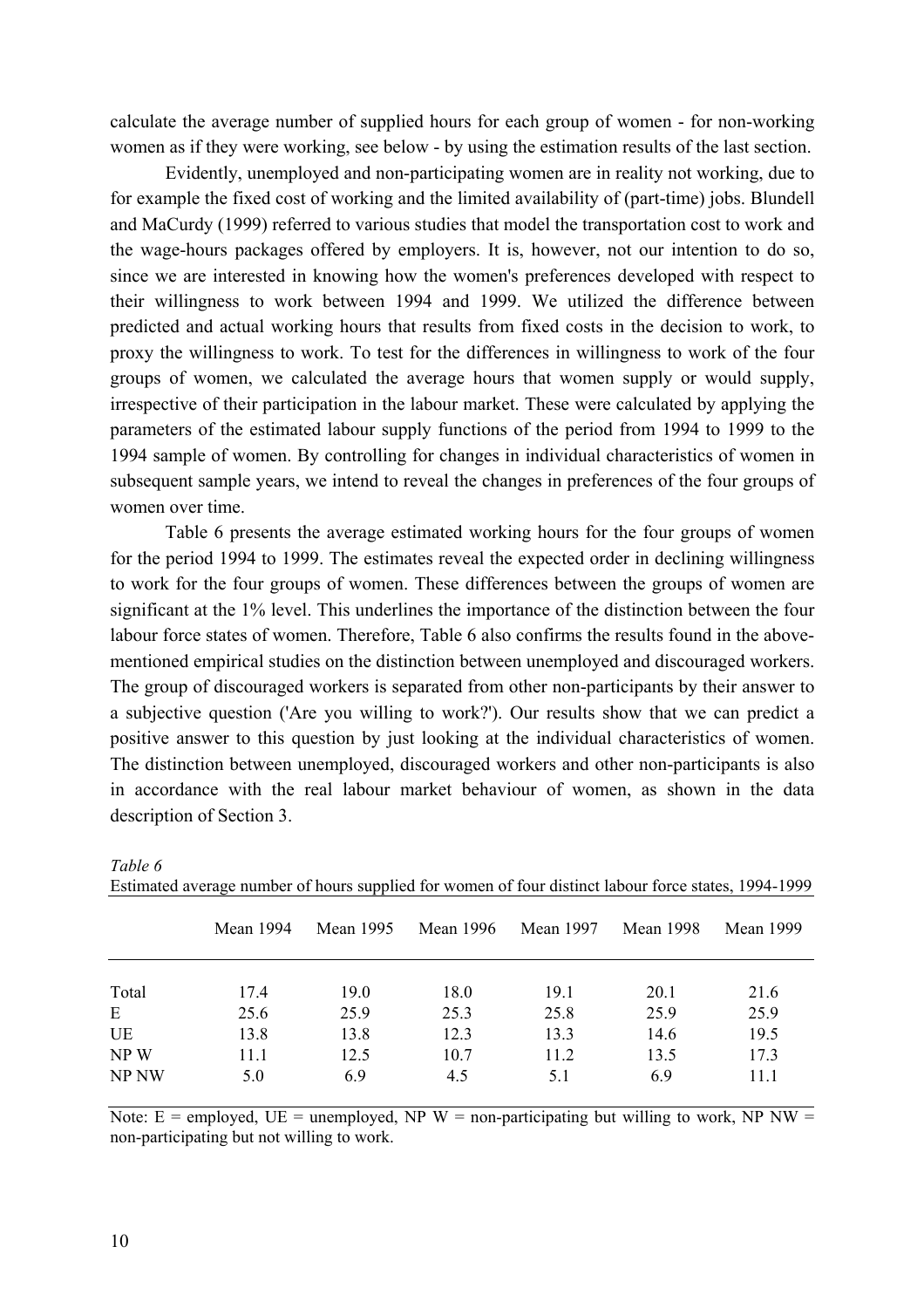calculate the average number of supplied hours for each group of women - for non-working women as if they were working, see below - by using the estimation results of the last section.

Evidently, unemployed and non-participating women are in reality not working, due to for example the fixed cost of working and the limited availability of (part-time) jobs. Blundell and MaCurdy (1999) referred to various studies that model the transportation cost to work and the wage-hours packages offered by employers. It is, however, not our intention to do so, since we are interested in knowing how the women's preferences developed with respect to their willingness to work between 1994 and 1999. We utilized the difference between predicted and actual working hours that results from fixed costs in the decision to work, to proxy the willingness to work. To test for the differences in willingness to work of the four groups of women, we calculated the average hours that women supply or would supply, irrespective of their participation in the labour market. These were calculated by applying the parameters of the estimated labour supply functions of the period from 1994 to 1999 to the 1994 sample of women. By controlling for changes in individual characteristics of women in subsequent sample years, we intend to reveal the changes in preferences of the four groups of women over time.

Table 6 presents the average estimated working hours for the four groups of women for the period 1994 to 1999. The estimates reveal the expected order in declining willingness to work for the four groups of women. These differences between the groups of women are significant at the 1% level. This underlines the importance of the distinction between the four labour force states of women. Therefore, Table 6 also confirms the results found in the above-mentioned empirical studies on the distinction between unemployed and discouraged workers. The group of discouraged workers is separated from other non-participants by their answer to a subjective question ('Are you willing to work?'). Our results show that we can predict a positive answer to this question by just looking at the individual characteristics of women. The distinction between unemployed, discouraged workers and other non-participants is also in accordance with the real labour market behaviour of women, as shown in the data description of Section 3.

*Table 6*
Estimated average number of hours supplied for women of four distinct labour force states, 1994-1999

| | Mean 1994 | Mean 1995 | Mean 1996 | Mean 1997 | Mean 1998 | Mean 1999 |
|---|---|---|---|---|---|---|
| Total | 17.4 | 19.0 | 18.0 | 19.1 | 20.1 | 21.6 |
| E | 25.6 | 25.9 | 25.3 | 25.8 | 25.9 | 25.9 |
| UE | 13.8 | 13.8 | 12.3 | 13.3 | 14.6 | 19.5 |
| NP W | 11.1 | 12.5 | 10.7 | 11.2 | 13.5 | 17.3 |
| NP NW | 5.0 | 6.9 | 4.5 | 5.1 | 6.9 | 11.1 |

Note: E = employed, UE = unemployed, NP W = non-participating but willing to work, NP NW = non-participating but not willing to work.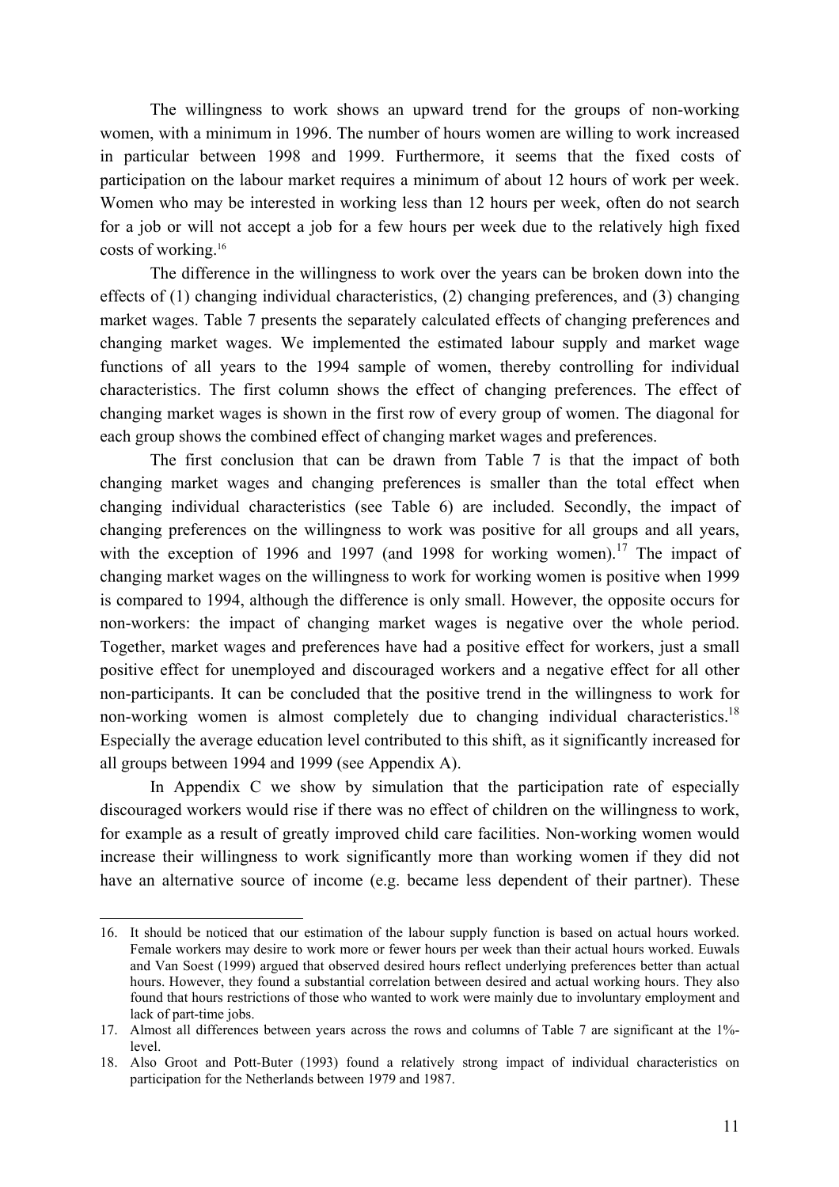The willingness to work shows an upward trend for the groups of non-working women, with a minimum in 1996. The number of hours women are willing to work increased in particular between 1998 and 1999. Furthermore, it seems that the fixed costs of participation on the labour market requires a minimum of about 12 hours of work per week. Women who may be interested in working less than 12 hours per week, often do not search for a job or will not accept a job for a few hours per week due to the relatively high fixed costs of working.[16]

The difference in the willingness to work over the years can be broken down into the effects of (1) changing individual characteristics, (2) changing preferences, and (3) changing market wages. Table 7 presents the separately calculated effects of changing preferences and changing market wages. We implemented the estimated labour supply and market wage functions of all years to the 1994 sample of women, thereby controlling for individual characteristics. The first column shows the effect of changing preferences. The effect of changing market wages is shown in the first row of every group of women. The diagonal for each group shows the combined effect of changing market wages and preferences.

The first conclusion that can be drawn from Table 7 is that the impact of both changing market wages and changing preferences is smaller than the total effect when changing individual characteristics (see Table 6) are included. Secondly, the impact of changing preferences on the willingness to work was positive for all groups and all years, with the exception of 1996 and 1997 (and 1998 for working women).[17] The impact of changing market wages on the willingness to work for working women is positive when 1999 is compared to 1994, although the difference is only small. However, the opposite occurs for non-workers: the impact of changing market wages is negative over the whole period. Together, market wages and preferences have had a positive effect for workers, just a small positive effect for unemployed and discouraged workers and a negative effect for all other non-participants. It can be concluded that the positive trend in the willingness to work for non-working women is almost completely due to changing individual characteristics.[18] Especially the average education level contributed to this shift, as it significantly increased for all groups between 1994 and 1999 (see Appendix A).

In Appendix C we show by simulation that the participation rate of especially discouraged workers would rise if there was no effect of children on the willingness to work, for example as a result of greatly improved child care facilities. Non-working women would increase their willingness to work significantly more than working women if they did not have an alternative source of income (e.g. became less dependent of their partner). These

---

16. It should be noticed that our estimation of the labour supply function is based on actual hours worked. Female workers may desire to work more or fewer hours per week than their actual hours worked. Euwals and Van Soest (1999) argued that observed desired hours reflect underlying preferences better than actual hours. However, they found a substantial correlation between desired and actual working hours. They also found that hours restrictions of those who wanted to work were mainly due to involuntary employment and lack of part-time jobs.
17. Almost all differences between years across the rows and columns of Table 7 are significant at the 1%-level.
18. Also Groot and Pott-Buter (1993) found a relatively strong impact of individual characteristics on participation for the Netherlands between 1979 and 1987.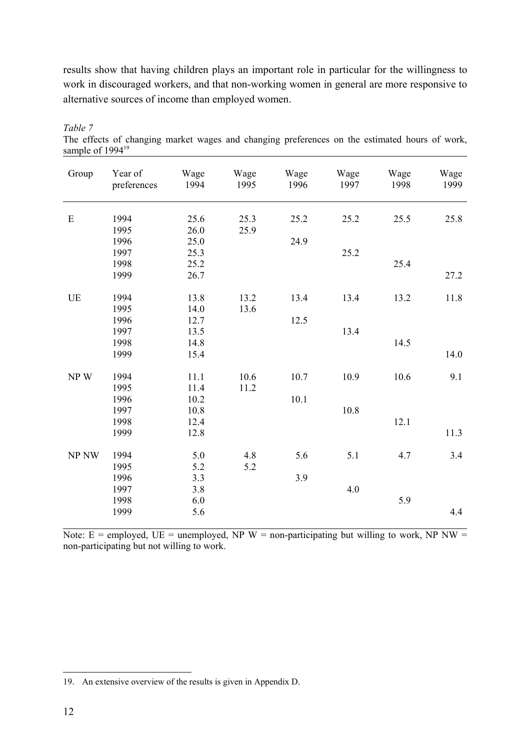results show that having children plays an important role in particular for the willingness to work in discouraged workers, and that non-working women in general are more responsive to alternative sources of income than employed women.

*Table 7*
The effects of changing market wages and changing preferences on the estimated hours of work, sample of 1994[19]

| Group | Year of preferences | Wage 1994 | Wage 1995 | Wage 1996 | Wage 1997 | Wage 1998 | Wage 1999 |
|---|---|---|---|---|---|---|---|
| E | 1994 | 25.6 | 25.3 | 25.2 | 25.2 | 25.5 | 25.8 |
| | 1995 | 26.0 | 25.9 | | | | |
| | 1996 | 25.0 | | 24.9 | | | |
| | 1997 | 25.3 | | | 25.2 | | |
| | 1998 | 25.2 | | | | 25.4 | |
| | 1999 | 26.7 | | | | | 27.2 |
| UE | 1994 | 13.8 | 13.2 | 13.4 | 13.4 | 13.2 | 11.8 |
| | 1995 | 14.0 | 13.6 | | | | |
| | 1996 | 12.7 | | 12.5 | | | |
| | 1997 | 13.5 | | | 13.4 | | |
| | 1998 | 14.8 | | | | 14.5 | |
| | 1999 | 15.4 | | | | | 14.0 |
| NP W | 1994 | 11.1 | 10.6 | 10.7 | 10.9 | 10.6 | 9.1 |
| | 1995 | 11.4 | 11.2 | | | | |
| | 1996 | 10.2 | | 10.1 | | | |
| | 1997 | 10.8 | | | 10.8 | | |
| | 1998 | 12.4 | | | | 12.1 | |
| | 1999 | 12.8 | | | | | 11.3 |
| NP NW | 1994 | 5.0 | 4.8 | 5.6 | 5.1 | 4.7 | 3.4 |
| | 1995 | 5.2 | 5.2 | | | | |
| | 1996 | 3.3 | | 3.9 | | | |
| | 1997 | 3.8 | | | 4.0 | | |
| | 1998 | 6.0 | | | | 5.9 | |
| | 1999 | 5.6 | | | | | 4.4 |

Note: E = employed, UE = unemployed, NP W = non-participating but willing to work, NP NW = non-participating but not willing to work.

19. An extensive overview of the results is given in Appendix D.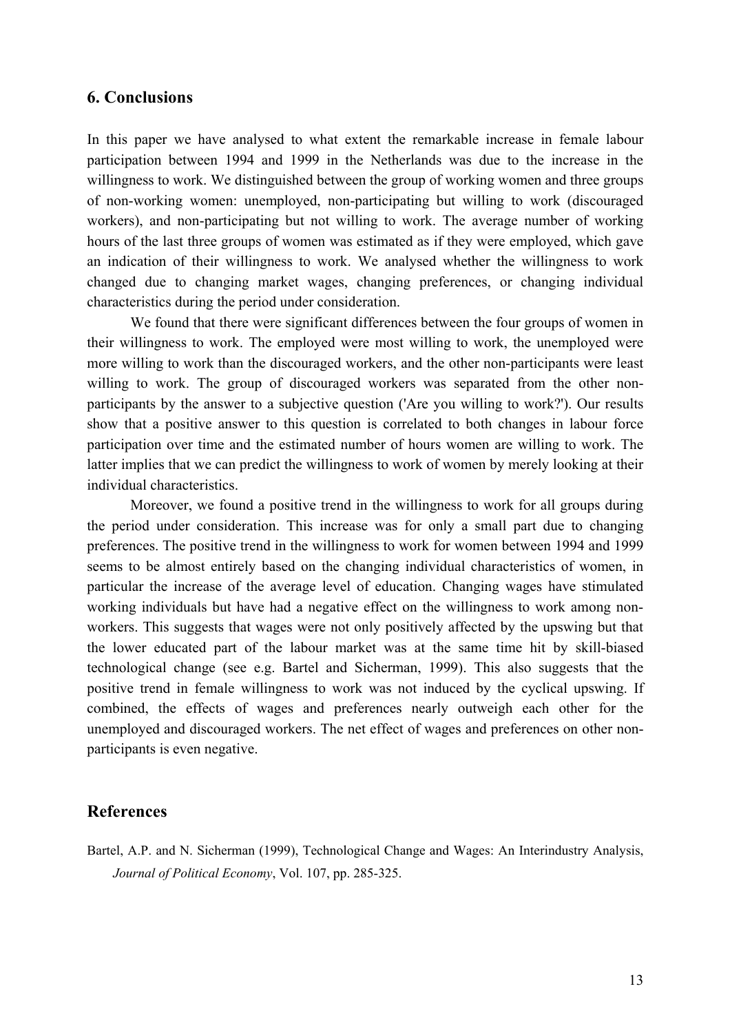## 6. Conclusions

In this paper we have analysed to what extent the remarkable increase in female labour participation between 1994 and 1999 in the Netherlands was due to the increase in the willingness to work. We distinguished between the group of working women and three groups of non-working women: unemployed, non-participating but willing to work (discouraged workers), and non-participating but not willing to work. The average number of working hours of the last three groups of women was estimated as if they were employed, which gave an indication of their willingness to work. We analysed whether the willingness to work changed due to changing market wages, changing preferences, or changing individual characteristics during the period under consideration.

We found that there were significant differences between the four groups of women in their willingness to work. The employed were most willing to work, the unemployed were more willing to work than the discouraged workers, and the other non-participants were least willing to work. The group of discouraged workers was separated from the other non-participants by the answer to a subjective question ('Are you willing to work?'). Our results show that a positive answer to this question is correlated to both changes in labour force participation over time and the estimated number of hours women are willing to work. The latter implies that we can predict the willingness to work of women by merely looking at their individual characteristics.

Moreover, we found a positive trend in the willingness to work for all groups during the period under consideration. This increase was for only a small part due to changing preferences. The positive trend in the willingness to work for women between 1994 and 1999 seems to be almost entirely based on the changing individual characteristics of women, in particular the increase of the average level of education. Changing wages have stimulated working individuals but have had a negative effect on the willingness to work among non-workers. This suggests that wages were not only positively affected by the upswing but that the lower educated part of the labour market was at the same time hit by skill-biased technological change (see e.g. Bartel and Sicherman, 1999). This also suggests that the positive trend in female willingness to work was not induced by the cyclical upswing. If combined, the effects of wages and preferences nearly outweigh each other for the unemployed and discouraged workers. The net effect of wages and preferences on other non-participants is even negative.

## References

Bartel, A.P. and N. Sicherman (1999), Technological Change and Wages: An Interindustry Analysis, *Journal of Political Economy*, Vol. 107, pp. 285-325.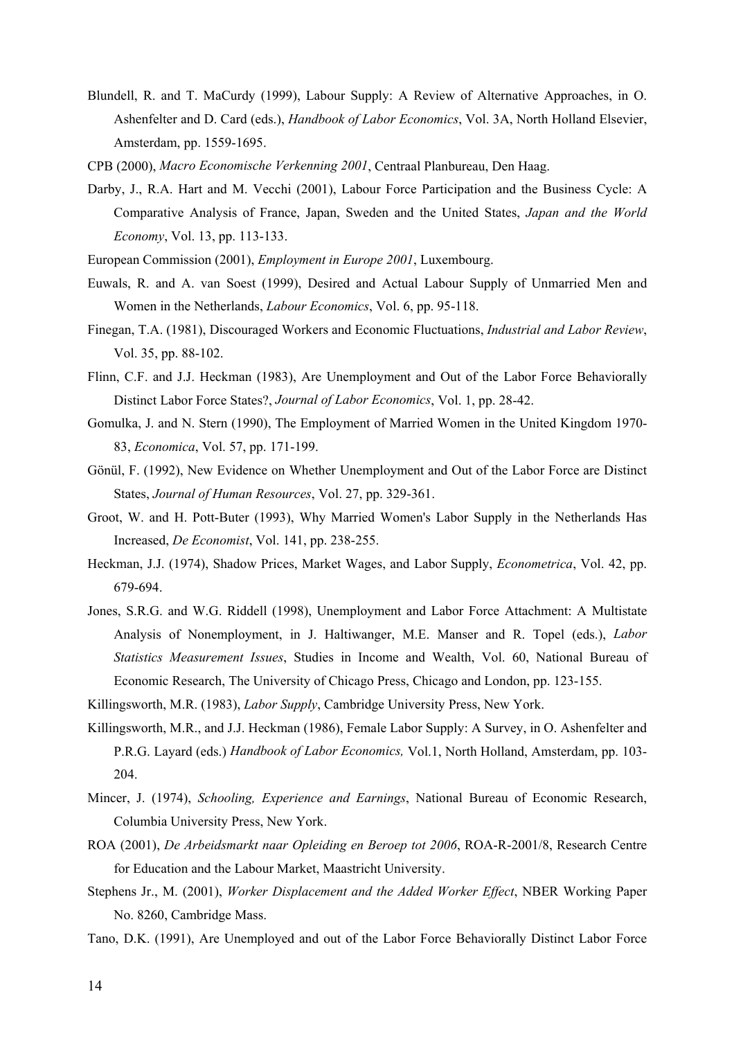Blundell, R. and T. MaCurdy (1999), Labour Supply: A Review of Alternative Approaches, in O. Ashenfelter and D. Card (eds.), *Handbook of Labor Economics*, Vol. 3A, North Holland Elsevier, Amsterdam, pp. 1559-1695.

CPB (2000), *Macro Economische Verkenning 2001*, Centraal Planbureau, Den Haag.

Darby, J., R.A. Hart and M. Vecchi (2001), Labour Force Participation and the Business Cycle: A Comparative Analysis of France, Japan, Sweden and the United States, *Japan and the World Economy*, Vol. 13, pp. 113-133.

European Commission (2001), *Employment in Europe 2001*, Luxembourg.

Euwals, R. and A. van Soest (1999), Desired and Actual Labour Supply of Unmarried Men and Women in the Netherlands, *Labour Economics*, Vol. 6, pp. 95-118.

Finegan, T.A. (1981), Discouraged Workers and Economic Fluctuations, *Industrial and Labor Review*, Vol. 35, pp. 88-102.

Flinn, C.F. and J.J. Heckman (1983), Are Unemployment and Out of the Labor Force Behaviorally Distinct Labor Force States?, *Journal of Labor Economics*, Vol. 1, pp. 28-42.

Gomulka, J. and N. Stern (1990), The Employment of Married Women in the United Kingdom 1970-83, *Economica*, Vol. 57, pp. 171-199.

Gönül, F. (1992), New Evidence on Whether Unemployment and Out of the Labor Force are Distinct States, *Journal of Human Resources*, Vol. 27, pp. 329-361.

Groot, W. and H. Pott-Buter (1993), Why Married Women's Labor Supply in the Netherlands Has Increased, *De Economist*, Vol. 141, pp. 238-255.

Heckman, J.J. (1974), Shadow Prices, Market Wages, and Labor Supply, *Econometrica*, Vol. 42, pp. 679-694.

Jones, S.R.G. and W.G. Riddell (1998), Unemployment and Labor Force Attachment: A Multistate Analysis of Nonemployment, in J. Haltiwanger, M.E. Manser and R. Topel (eds.), *Labor Statistics Measurement Issues*, Studies in Income and Wealth, Vol. 60, National Bureau of Economic Research, The University of Chicago Press, Chicago and London, pp. 123-155.

Killingsworth, M.R. (1983), *Labor Supply*, Cambridge University Press, New York.

Killingsworth, M.R., and J.J. Heckman (1986), Female Labor Supply: A Survey, in O. Ashenfelter and P.R.G. Layard (eds.) *Handbook of Labor Economics,* Vol.1, North Holland, Amsterdam, pp. 103-204.

Mincer, J. (1974), *Schooling, Experience and Earnings*, National Bureau of Economic Research, Columbia University Press, New York.

ROA (2001), *De Arbeidsmarkt naar Opleiding en Beroep tot 2006*, ROA-R-2001/8, Research Centre for Education and the Labour Market, Maastricht University.

Stephens Jr., M. (2001), *Worker Displacement and the Added Worker Effect*, NBER Working Paper No. 8260, Cambridge Mass.

Tano, D.K. (1991), Are Unemployed and out of the Labor Force Behaviorally Distinct Labor Force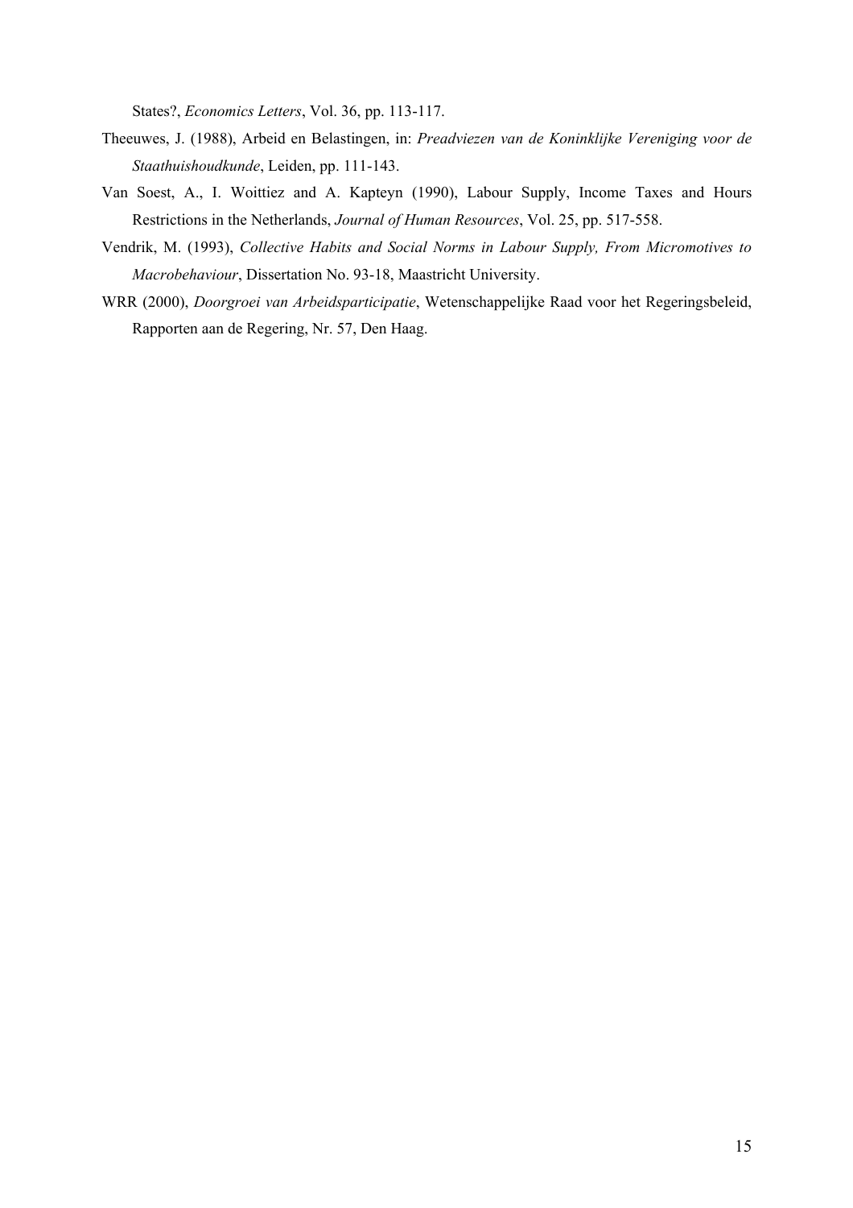States?, *Economics Letters*, Vol. 36, pp. 113-117.

Theeuwes, J. (1988), Arbeid en Belastingen, in: *Preadviezen van de Koninklijke Vereniging voor de Staathuishoudkunde*, Leiden, pp. 111-143.

Van Soest, A., I. Woittiez and A. Kapteyn (1990), Labour Supply, Income Taxes and Hours Restrictions in the Netherlands, *Journal of Human Resources*, Vol. 25, pp. 517-558.

Vendrik, M. (1993), *Collective Habits and Social Norms in Labour Supply, From Micromotives to Macrobehaviour*, Dissertation No. 93-18, Maastricht University.

WRR (2000), *Doorgroei van Arbeidsparticipatie*, Wetenschappelijke Raad voor het Regeringsbeleid, Rapporten aan de Regering, Nr. 57, Den Haag.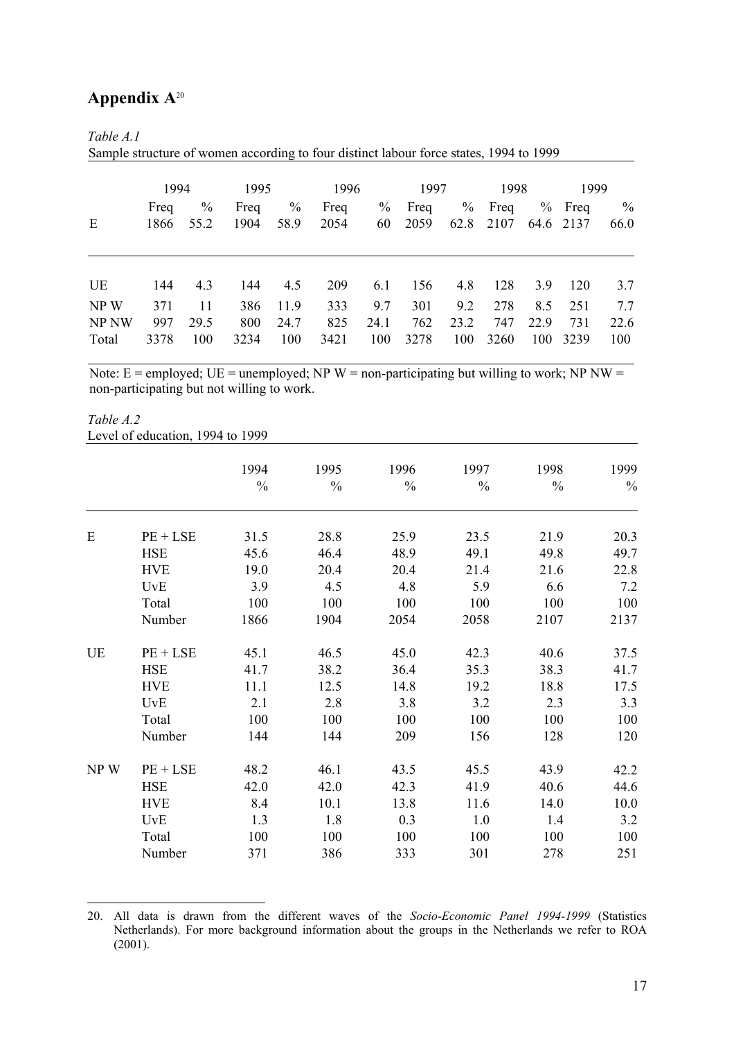# Appendix A[20]

*Table A.1*
Sample structure of women according to four distinct labour force states, 1994 to 1999

| | 1994 | | 1995 | | 1996 | | 1997 | | 1998 | | 1999 | |
|---|---|---|---|---|---|---|---|---|---|---|---|---|
| | Freq | % | Freq | % | Freq | % | Freq | % | Freq | % | Freq | % |
| E | 1866 | 55.2 | 1904 | 58.9 | 2054 | 60 | 2059 | 62.8 | 2107 | 64.6 | 2137 | 66.0 |
| UE | 144 | 4.3 | 144 | 4.5 | 209 | 6.1 | 156 | 4.8 | 128 | 3.9 | 120 | 3.7 |
| NP W | 371 | 11 | 386 | 11.9 | 333 | 9.7 | 301 | 9.2 | 278 | 8.5 | 251 | 7.7 |
| NP NW | 997 | 29.5 | 800 | 24.7 | 825 | 24.1 | 762 | 23.2 | 747 | 22.9 | 731 | 22.6 |
| Total | 3378 | 100 | 3234 | 100 | 3421 | 100 | 3278 | 100 | 3260 | 100 | 3239 | 100 |

Note: E = employed; UE = unemployed; NP W = non-participating but willing to work; NP NW = non-participating but not willing to work.

*Table A.2*
Level of education, 1994 to 1999

| | | 1994 | 1995 | 1996 | 1997 | 1998 | 1999 |
|---|---|---|---|---|---|---|---|
| | | % | % | % | % | % | % |
| E | PE + LSE | 31.5 | 28.8 | 25.9 | 23.5 | 21.9 | 20.3 |
| | HSE | 45.6 | 46.4 | 48.9 | 49.1 | 49.8 | 49.7 |
| | HVE | 19.0 | 20.4 | 20.4 | 21.4 | 21.6 | 22.8 |
| | UvE | 3.9 | 4.5 | 4.8 | 5.9 | 6.6 | 7.2 |
| | Total | 100 | 100 | 100 | 100 | 100 | 100 |
| | Number | 1866 | 1904 | 2054 | 2058 | 2107 | 2137 |
| UE | PE + LSE | 45.1 | 46.5 | 45.0 | 42.3 | 40.6 | 37.5 |
| | HSE | 41.7 | 38.2 | 36.4 | 35.3 | 38.3 | 41.7 |
| | HVE | 11.1 | 12.5 | 14.8 | 19.2 | 18.8 | 17.5 |
| | UvE | 2.1 | 2.8 | 3.8 | 3.2 | 2.3 | 3.3 |
| | Total | 100 | 100 | 100 | 100 | 100 | 100 |
| | Number | 144 | 144 | 209 | 156 | 128 | 120 |
| NP W | PE + LSE | 48.2 | 46.1 | 43.5 | 45.5 | 43.9 | 42.2 |
| | HSE | 42.0 | 42.0 | 42.3 | 41.9 | 40.6 | 44.6 |
| | HVE | 8.4 | 10.1 | 13.8 | 11.6 | 14.0 | 10.0 |
| | UvE | 1.3 | 1.8 | 0.3 | 1.0 | 1.4 | 3.2 |
| | Total | 100 | 100 | 100 | 100 | 100 | 100 |
| | Number | 371 | 386 | 333 | 301 | 278 | 251 |

20. All data is drawn from the different waves of the *Socio-Economic Panel 1994-1999* (Statistics Netherlands). For more background information about the groups in the Netherlands we refer to ROA (2001).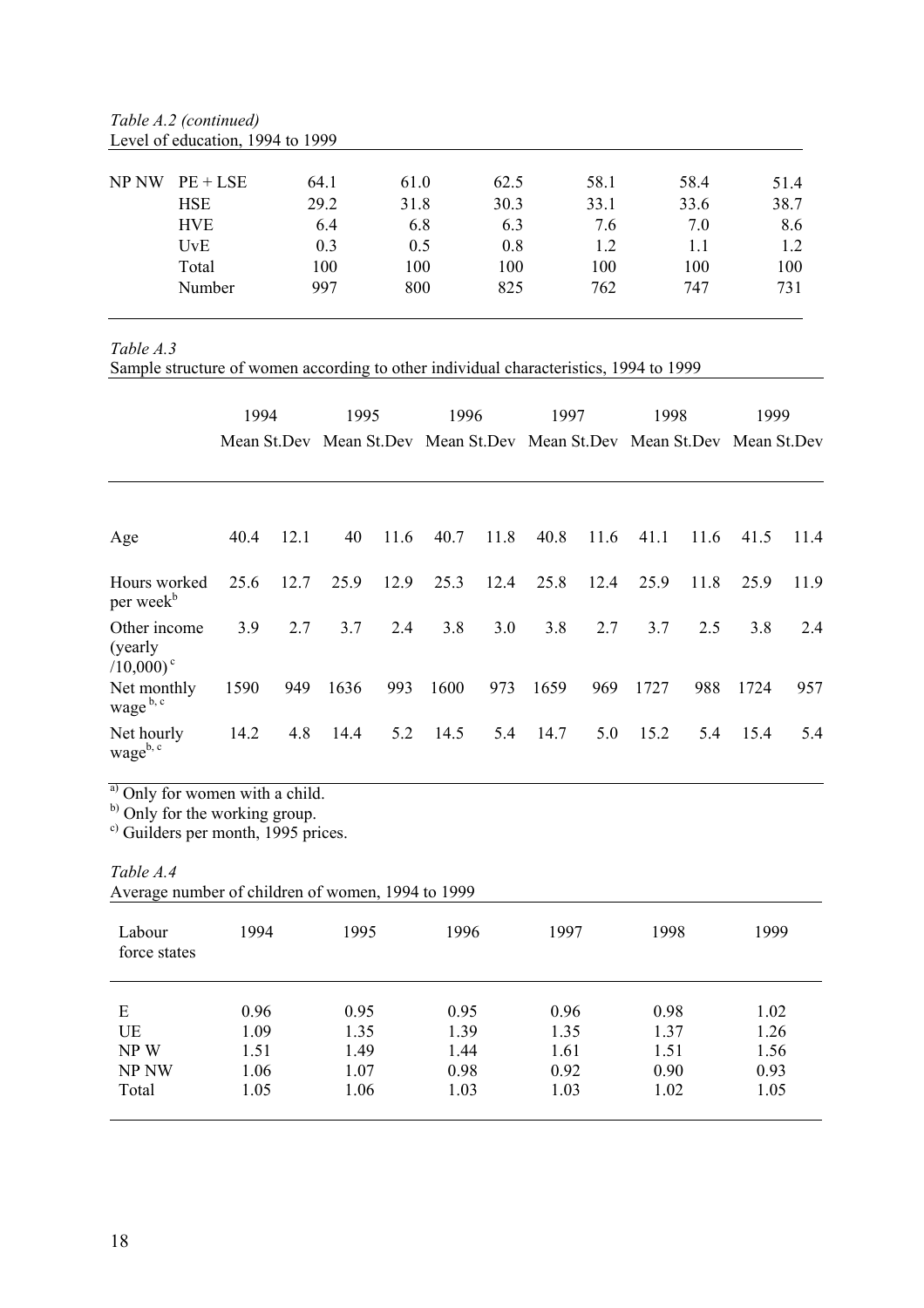*Table A.2 (continued)*
Level of education, 1994 to 1999

| | | | | | | | |
|---|---|---|---|---|---|---|---|
| NP NW | PE + LSE | 64.1 | 61.0 | 62.5 | 58.1 | 58.4 | 51.4 |
| | HSE | 29.2 | 31.8 | 30.3 | 33.1 | 33.6 | 38.7 |
| | HVE | 6.4 | 6.8 | 6.3 | 7.6 | 7.0 | 8.6 |
| | UvE | 0.3 | 0.5 | 0.8 | 1.2 | 1.1 | 1.2 |
| | Total | 100 | 100 | 100 | 100 | 100 | 100 |
| | Number | 997 | 800 | 825 | 762 | 747 | 731 |

*Table A.3*
Sample structure of women according to other individual characteristics, 1994 to 1999

| | 1994 | | 1995 | | 1996 | | 1997 | | 1998 | | 1999 | |
|---|---|---|---|---|---|---|---|---|---|---|---|---|
| | Mean | St.Dev | Mean | St.Dev | Mean | St.Dev | Mean | St.Dev | Mean | St.Dev | Mean | St.Dev |
| Age | 40.4 | 12.1 | 40 | 11.6 | 40.7 | 11.8 | 40.8 | 11.6 | 41.1 | 11.6 | 41.5 | 11.4 |
| Hours worked per week[b] | 25.6 | 12.7 | 25.9 | 12.9 | 25.3 | 12.4 | 25.8 | 12.4 | 25.9 | 11.8 | 25.9 | 11.9 |
| Other income (yearly /10,000)[c] | 3.9 | 2.7 | 3.7 | 2.4 | 3.8 | 3.0 | 3.8 | 2.7 | 3.7 | 2.5 | 3.8 | 2.4 |
| Net monthly wage[b, c] | 1590 | 949 | 1636 | 993 | 1600 | 973 | 1659 | 969 | 1727 | 988 | 1724 | 957 |
| Net hourly wage[b, c] | 14.2 | 4.8 | 14.4 | 5.2 | 14.5 | 5.4 | 14.7 | 5.0 | 15.2 | 5.4 | 15.4 | 5.4 |

[a)] Only for women with a child.
[b)] Only for the working group.
[c)] Guilders per month, 1995 prices.

*Table A.4*
Average number of children of women, 1994 to 1999

| Labour force states | 1994 | 1995 | 1996 | 1997 | 1998 | 1999 |
|---|---|---|---|---|---|---|
| E | 0.96 | 0.95 | 0.95 | 0.96 | 0.98 | 1.02 |
| UE | 1.09 | 1.35 | 1.39 | 1.35 | 1.37 | 1.26 |
| NP W | 1.51 | 1.49 | 1.44 | 1.61 | 1.51 | 1.56 |
| NP NW | 1.06 | 1.07 | 0.98 | 0.92 | 0.90 | 0.93 |
| Total | 1.05 | 1.06 | 1.03 | 1.03 | 1.02 | 1.05 |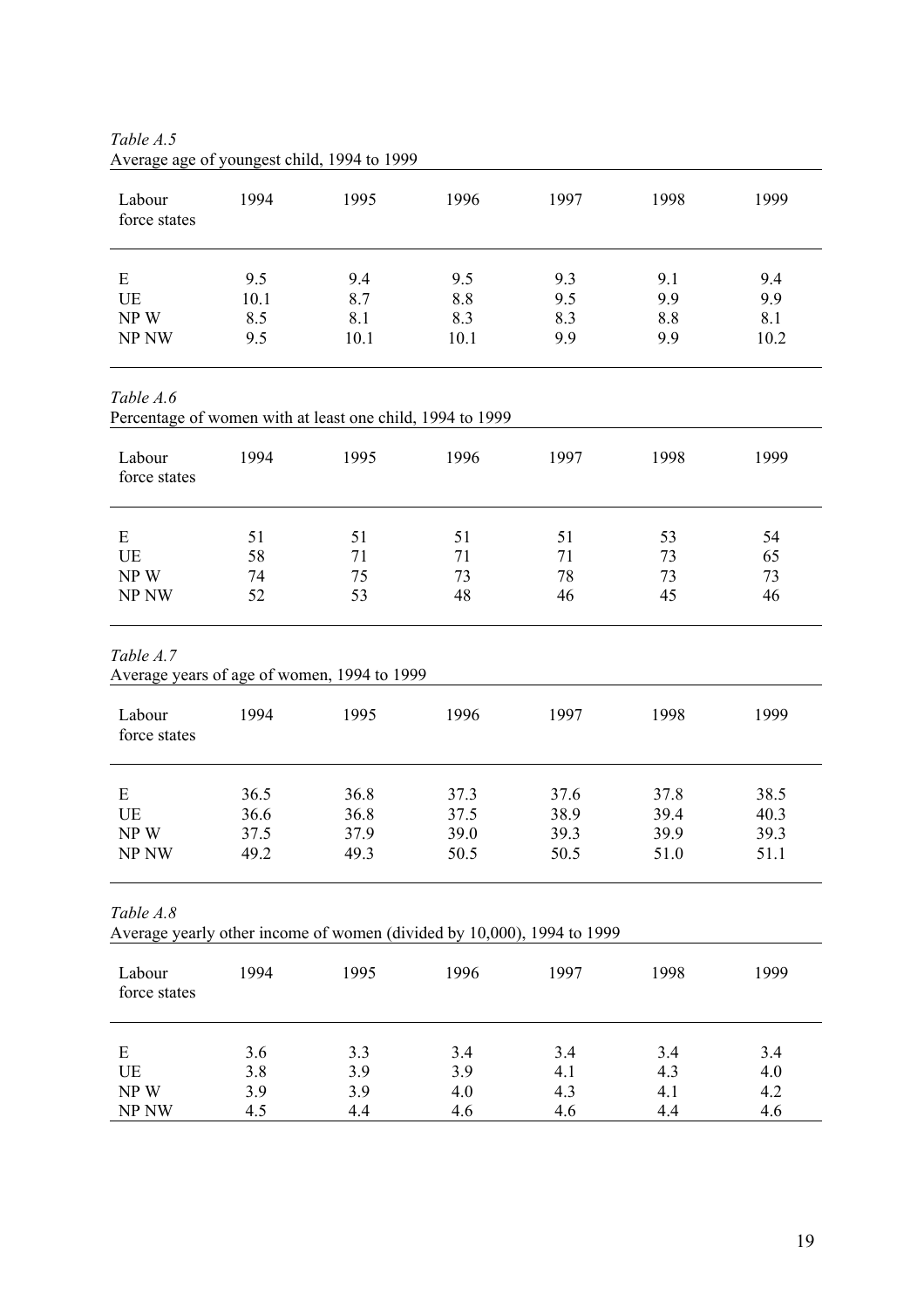*Table A.5*
Average age of youngest child, 1994 to 1999

| Labour force states | 1994 | 1995 | 1996 | 1997 | 1998 | 1999 |
|---|---|---|---|---|---|---|
| E | 9.5 | 9.4 | 9.5 | 9.3 | 9.1 | 9.4 |
| UE | 10.1 | 8.7 | 8.8 | 9.5 | 9.9 | 9.9 |
| NP W | 8.5 | 8.1 | 8.3 | 8.3 | 8.8 | 8.1 |
| NP NW | 9.5 | 10.1 | 10.1 | 9.9 | 9.9 | 10.2 |

*Table A.6*
Percentage of women with at least one child, 1994 to 1999

| Labour force states | 1994 | 1995 | 1996 | 1997 | 1998 | 1999 |
|---|---|---|---|---|---|---|
| E | 51 | 51 | 51 | 51 | 53 | 54 |
| UE | 58 | 71 | 71 | 71 | 73 | 65 |
| NP W | 74 | 75 | 73 | 78 | 73 | 73 |
| NP NW | 52 | 53 | 48 | 46 | 45 | 46 |

*Table A.7*
Average years of age of women, 1994 to 1999

| Labour force states | 1994 | 1995 | 1996 | 1997 | 1998 | 1999 |
|---|---|---|---|---|---|---|
| E | 36.5 | 36.8 | 37.3 | 37.6 | 37.8 | 38.5 |
| UE | 36.6 | 36.8 | 37.5 | 38.9 | 39.4 | 40.3 |
| NP W | 37.5 | 37.9 | 39.0 | 39.3 | 39.9 | 39.3 |
| NP NW | 49.2 | 49.3 | 50.5 | 50.5 | 51.0 | 51.1 |

*Table A.8*
Average yearly other income of women (divided by 10,000), 1994 to 1999

| Labour force states | 1994 | 1995 | 1996 | 1997 | 1998 | 1999 |
|---|---|---|---|---|---|---|
| E | 3.6 | 3.3 | 3.4 | 3.4 | 3.4 | 3.4 |
| UE | 3.8 | 3.9 | 3.9 | 4.1 | 4.3 | 4.0 |
| NP W | 3.9 | 3.9 | 4.0 | 4.3 | 4.1 | 4.2 |
| NP NW | 4.5 | 4.4 | 4.6 | 4.6 | 4.4 | 4.6 |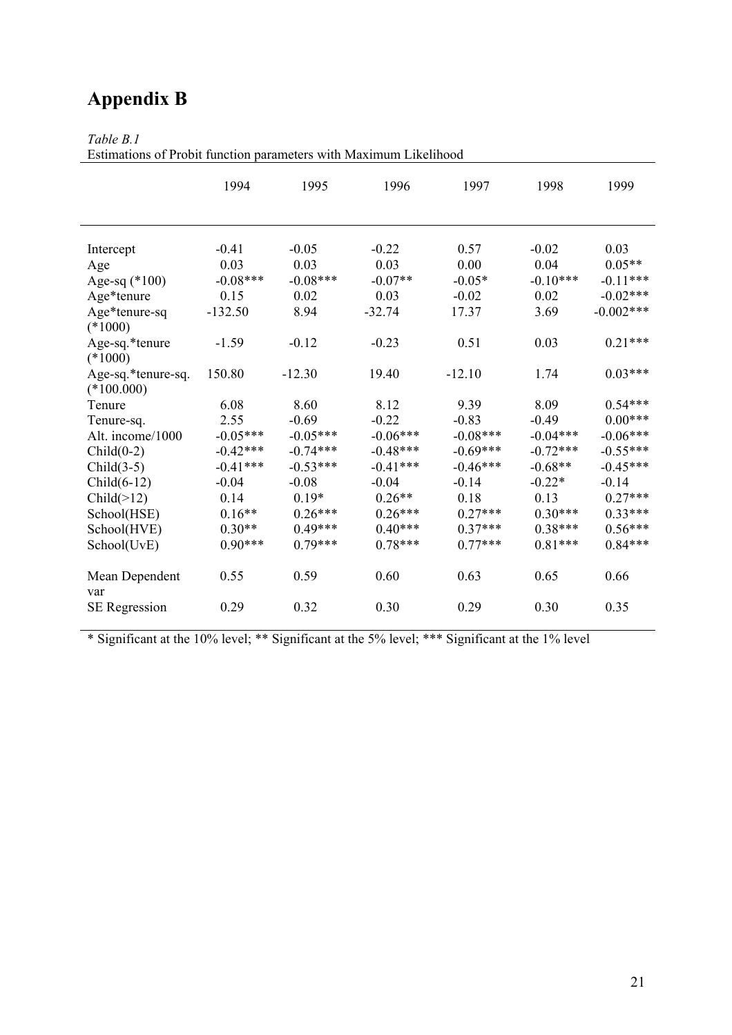# Appendix B

*Table B.1*
Estimations of Probit function parameters with Maximum Likelihood

| | 1994 | 1995 | 1996 | 1997 | 1998 | 1999 |
|---|---|---|---|---|---|---|
| Intercept | -0.41 | -0.05 | -0.22 | 0.57 | -0.02 | 0.03 |
| Age | 0.03 | 0.03 | 0.03 | 0.00 | 0.04 | 0.05** |
| Age-sq (*100) | -0.08*** | -0.08*** | -0.07** | -0.05* | -0.10*** | -0.11*** |
| Age*tenure | 0.15 | 0.02 | 0.03 | -0.02 | 0.02 | -0.02*** |
| Age*tenure-sq (*1000) | -132.50 | 8.94 | -32.74 | 17.37 | 3.69 | -0.002*** |
| Age-sq.*tenure (*1000) | -1.59 | -0.12 | -0.23 | 0.51 | 0.03 | 0.21*** |
| Age-sq.*tenure-sq. (*100.000) | 150.80 | -12.30 | 19.40 | -12.10 | 1.74 | 0.03*** |
| Tenure | 6.08 | 8.60 | 8.12 | 9.39 | 8.09 | 0.54*** |
| Tenure-sq. | 2.55 | -0.69 | -0.22 | -0.83 | -0.49 | 0.00*** |
| Alt. income/1000 | -0.05*** | -0.05*** | -0.06*** | -0.08*** | -0.04*** | -0.06*** |
| Child(0-2) | -0.42*** | -0.74*** | -0.48*** | -0.69*** | -0.72*** | -0.55*** |
| Child(3-5) | -0.41*** | -0.53*** | -0.41*** | -0.46*** | -0.68** | -0.45*** |
| Child(6-12) | -0.04 | -0.08 | -0.04 | -0.14 | -0.22* | -0.14 |
| Child(>12) | 0.14 | 0.19* | 0.26** | 0.18 | 0.13 | 0.27*** |
| School(HSE) | 0.16** | 0.26*** | 0.26*** | 0.27*** | 0.30*** | 0.33*** |
| School(HVE) | 0.30** | 0.49*** | 0.40*** | 0.37*** | 0.38*** | 0.56*** |
| School(UvE) | 0.90*** | 0.79*** | 0.78*** | 0.77*** | 0.81*** | 0.84*** |
| Mean Dependent var | 0.55 | 0.59 | 0.60 | 0.63 | 0.65 | 0.66 |
| SE Regression | 0.29 | 0.32 | 0.30 | 0.29 | 0.30 | 0.35 |

* Significant at the 10% level; ** Significant at the 5% level; *** Significant at the 1% level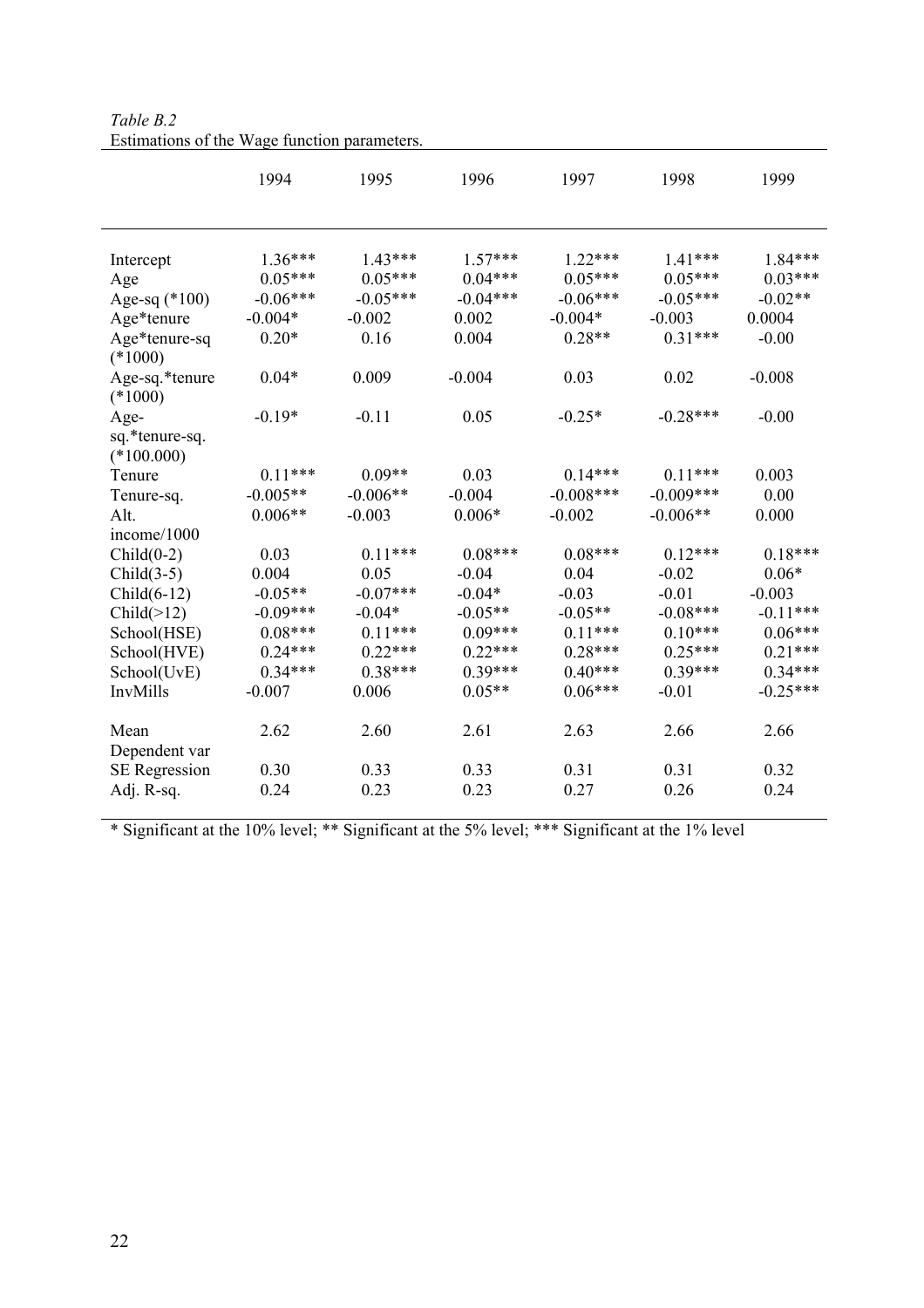*Table B.2*
Estimations of the Wage function parameters.

| | 1994 | 1995 | 1996 | 1997 | 1998 | 1999 |
|---|---|---|---|---|---|---|
| Intercept | 1.36*** | 1.43*** | 1.57*** | 1.22*** | 1.41*** | 1.84*** |
| Age | 0.05*** | 0.05*** | 0.04*** | 0.05*** | 0.05*** | 0.03*** |
| Age-sq (*100) | -0.06*** | -0.05*** | -0.04*** | -0.06*** | -0.05*** | -0.02** |
| Age*tenure | -0.004* | -0.002 | 0.002 | -0.004* | -0.003 | 0.0004 |
| Age*tenure-sq (*1000) | 0.20* | 0.16 | 0.004 | 0.28** | 0.31*** | -0.00 |
| Age-sq.*tenure (*1000) | 0.04* | 0.009 | -0.004 | 0.03 | 0.02 | -0.008 |
| Age-sq.*tenure-sq. (*100.000) | -0.19* | -0.11 | 0.05 | -0.25* | -0.28*** | -0.00 |
| Tenure | 0.11*** | 0.09** | 0.03 | 0.14*** | 0.11*** | 0.003 |
| Tenure-sq. | -0.005** | -0.006** | -0.004 | -0.008*** | -0.009*** | 0.00 |
| Alt. income/1000 | 0.006** | -0.003 | 0.006* | -0.002 | -0.006** | 0.000 |
| Child(0-2) | 0.03 | 0.11*** | 0.08*** | 0.08*** | 0.12*** | 0.18*** |
| Child(3-5) | 0.004 | 0.05 | -0.04 | 0.04 | -0.02 | 0.06* |
| Child(6-12) | -0.05** | -0.07*** | -0.04* | -0.03 | -0.01 | -0.003 |
| Child(>12) | -0.09*** | -0.04* | -0.05** | -0.05** | -0.08*** | -0.11*** |
| School(HSE) | 0.08*** | 0.11*** | 0.09*** | 0.11*** | 0.10*** | 0.06*** |
| School(HVE) | 0.24*** | 0.22*** | 0.22*** | 0.28*** | 0.25*** | 0.21*** |
| School(UvE) | 0.34*** | 0.38*** | 0.39*** | 0.40*** | 0.39*** | 0.34*** |
| InvMills | -0.007 | 0.006 | 0.05** | 0.06*** | -0.01 | -0.25*** |
| Mean Dependent var | 2.62 | 2.60 | 2.61 | 2.63 | 2.66 | 2.66 |
| SE Regression | 0.30 | 0.33 | 0.33 | 0.31 | 0.31 | 0.32 |
| Adj. R-sq. | 0.24 | 0.23 | 0.23 | 0.27 | 0.26 | 0.24 |

* Significant at the 10% level; ** Significant at the 5% level; *** Significant at the 1% level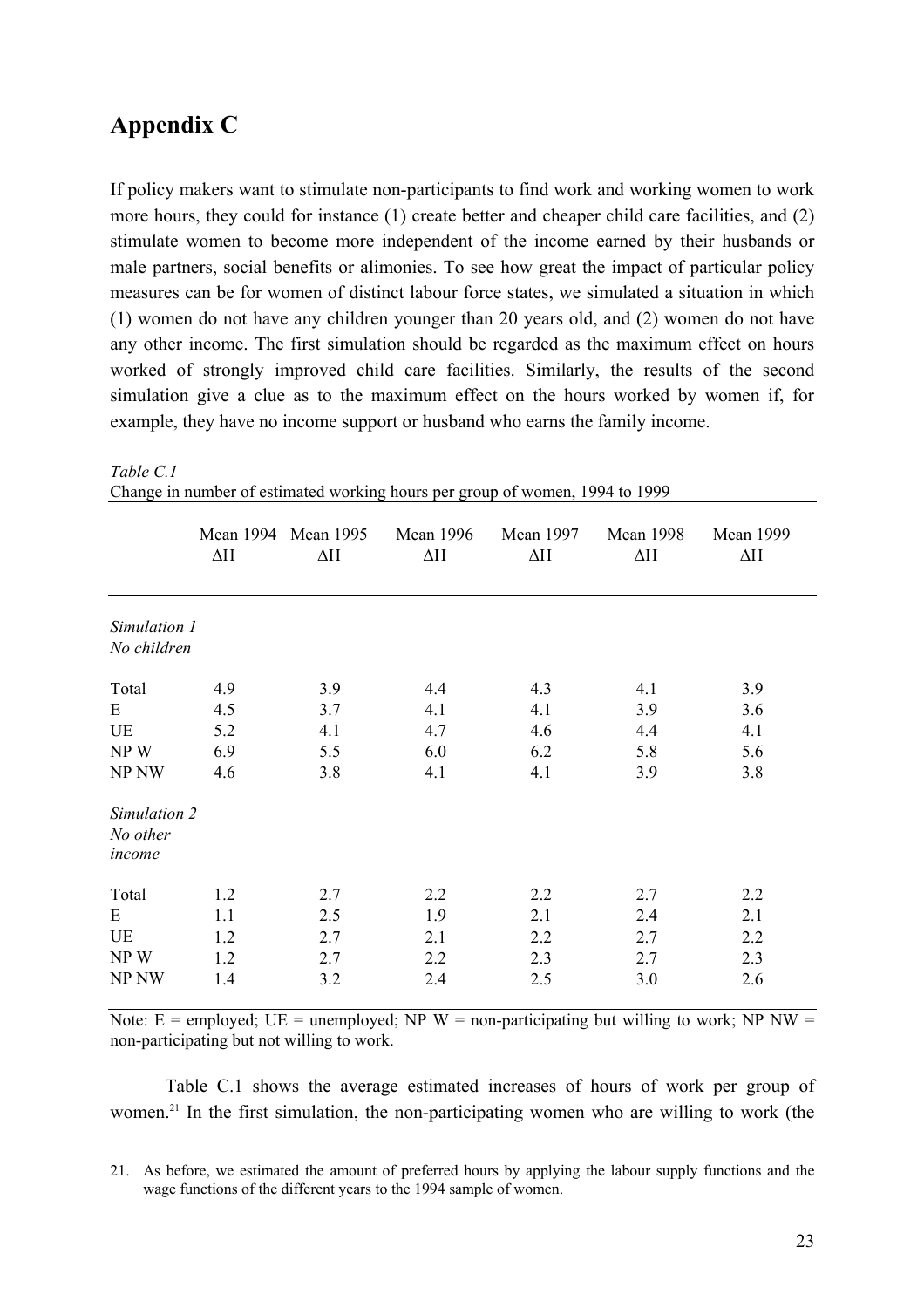# Appendix C

If policy makers want to stimulate non-participants to find work and working women to work more hours, they could for instance (1) create better and cheaper child care facilities, and (2) stimulate women to become more independent of the income earned by their husbands or male partners, social benefits or alimonies. To see how great the impact of particular policy measures can be for women of distinct labour force states, we simulated a situation in which (1) women do not have any children younger than 20 years old, and (2) women do not have any other income. The first simulation should be regarded as the maximum effect on hours worked of strongly improved child care facilities. Similarly, the results of the second simulation give a clue as to the maximum effect on the hours worked by women if, for example, they have no income support or husband who earns the family income.

*Table C.1*
Change in number of estimated working hours per group of women, 1994 to 1999

| | Mean 1994 ΔH | Mean 1995 ΔH | Mean 1996 ΔH | Mean 1997 ΔH | Mean 1998 ΔH | Mean 1999 ΔH |
|---|---|---|---|---|---|---|
| *Simulation 1 No children* | | | | | | |
| Total | 4.9 | 3.9 | 4.4 | 4.3 | 4.1 | 3.9 |
| E | 4.5 | 3.7 | 4.1 | 4.1 | 3.9 | 3.6 |
| UE | 5.2 | 4.1 | 4.7 | 4.6 | 4.4 | 4.1 |
| NP W | 6.9 | 5.5 | 6.0 | 6.2 | 5.8 | 5.6 |
| NP NW | 4.6 | 3.8 | 4.1 | 4.1 | 3.9 | 3.8 |
| *Simulation 2 No other income* | | | | | | |
| Total | 1.2 | 2.7 | 2.2 | 2.2 | 2.7 | 2.2 |
| E | 1.1 | 2.5 | 1.9 | 2.1 | 2.4 | 2.1 |
| UE | 1.2 | 2.7 | 2.1 | 2.2 | 2.7 | 2.2 |
| NP W | 1.2 | 2.7 | 2.2 | 2.3 | 2.7 | 2.3 |
| NP NW | 1.4 | 3.2 | 2.4 | 2.5 | 3.0 | 2.6 |

Note: E = employed; UE = unemployed; NP W = non-participating but willing to work; NP NW = non-participating but not willing to work.

Table C.1 shows the average estimated increases of hours of work per group of women.[21] In the first simulation, the non-participating women who are willing to work (the

21. As before, we estimated the amount of preferred hours by applying the labour supply functions and the wage functions of the different years to the 1994 sample of women.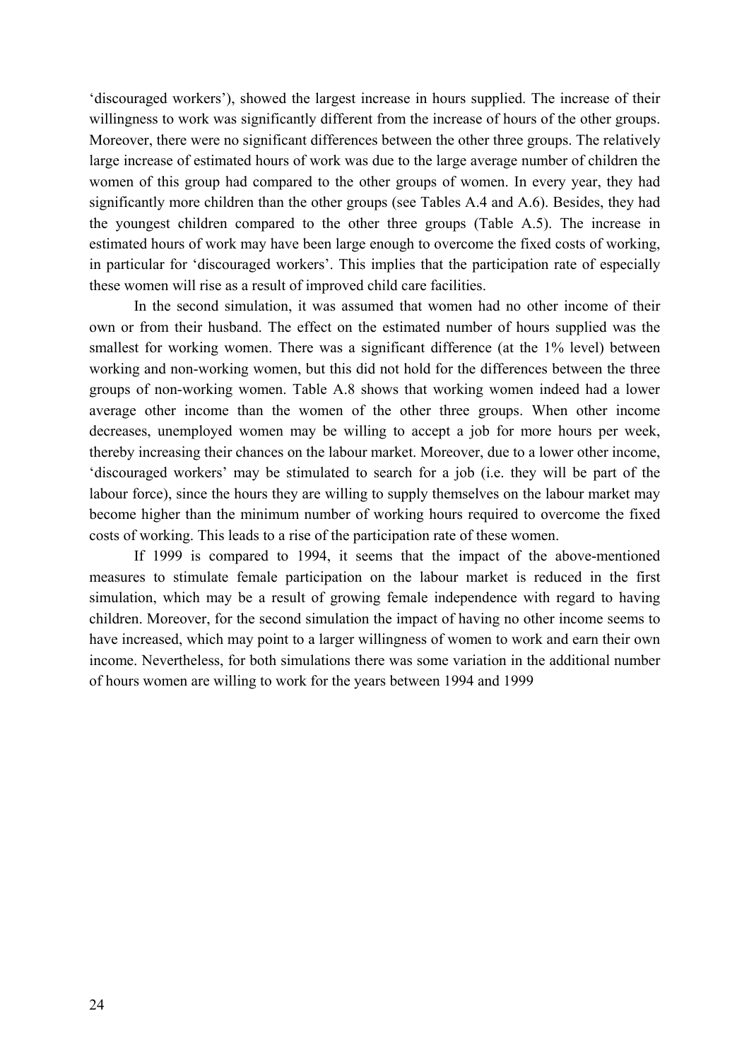'discouraged workers'), showed the largest increase in hours supplied. The increase of their willingness to work was significantly different from the increase of hours of the other groups. Moreover, there were no significant differences between the other three groups. The relatively large increase of estimated hours of work was due to the large average number of children the women of this group had compared to the other groups of women. In every year, they had significantly more children than the other groups (see Tables A.4 and A.6). Besides, they had the youngest children compared to the other three groups (Table A.5). The increase in estimated hours of work may have been large enough to overcome the fixed costs of working, in particular for 'discouraged workers'. This implies that the participation rate of especially these women will rise as a result of improved child care facilities.

In the second simulation, it was assumed that women had no other income of their own or from their husband. The effect on the estimated number of hours supplied was the smallest for working women. There was a significant difference (at the 1% level) between working and non-working women, but this did not hold for the differences between the three groups of non-working women. Table A.8 shows that working women indeed had a lower average other income than the women of the other three groups. When other income decreases, unemployed women may be willing to accept a job for more hours per week, thereby increasing their chances on the labour market. Moreover, due to a lower other income, 'discouraged workers' may be stimulated to search for a job (i.e. they will be part of the labour force), since the hours they are willing to supply themselves on the labour market may become higher than the minimum number of working hours required to overcome the fixed costs of working. This leads to a rise of the participation rate of these women.

If 1999 is compared to 1994, it seems that the impact of the above-mentioned measures to stimulate female participation on the labour market is reduced in the first simulation, which may be a result of growing female independence with regard to having children. Moreover, for the second simulation the impact of having no other income seems to have increased, which may point to a larger willingness of women to work and earn their own income. Nevertheless, for both simulations there was some variation in the additional number of hours women are willing to work for the years between 1994 and 1999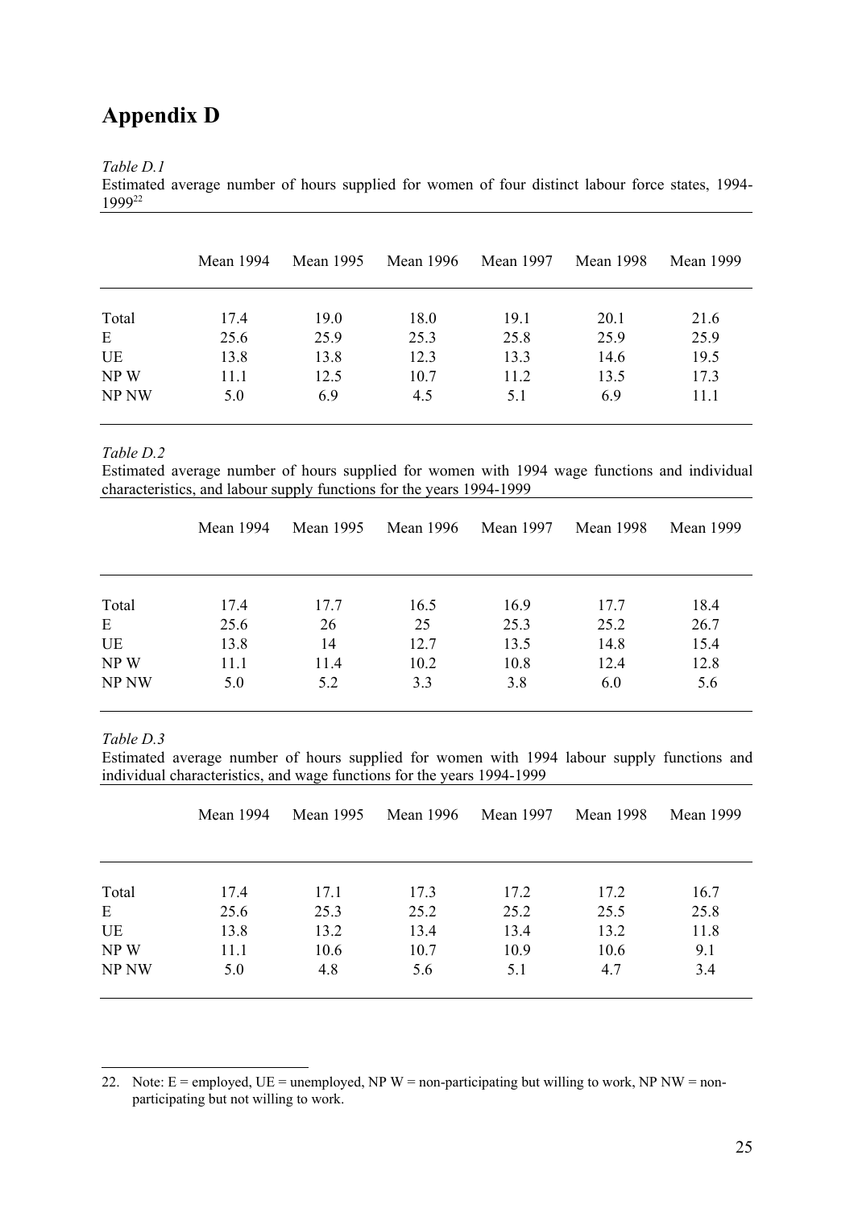# Appendix D

*Table D.1*
Estimated average number of hours supplied for women of four distinct labour force states, 1994-1999[22]

| | Mean 1994 | Mean 1995 | Mean 1996 | Mean 1997 | Mean 1998 | Mean 1999 |
|---|---|---|---|---|---|---|
| Total | 17.4 | 19.0 | 18.0 | 19.1 | 20.1 | 21.6 |
| E | 25.6 | 25.9 | 25.3 | 25.8 | 25.9 | 25.9 |
| UE | 13.8 | 13.8 | 12.3 | 13.3 | 14.6 | 19.5 |
| NP W | 11.1 | 12.5 | 10.7 | 11.2 | 13.5 | 17.3 |
| NP NW | 5.0 | 6.9 | 4.5 | 5.1 | 6.9 | 11.1 |

*Table D.2*
Estimated average number of hours supplied for women with 1994 wage functions and individual characteristics, and labour supply functions for the years 1994-1999

| | Mean 1994 | Mean 1995 | Mean 1996 | Mean 1997 | Mean 1998 | Mean 1999 |
|---|---|---|---|---|---|---|
| Total | 17.4 | 17.7 | 16.5 | 16.9 | 17.7 | 18.4 |
| E | 25.6 | 26 | 25 | 25.3 | 25.2 | 26.7 |
| UE | 13.8 | 14 | 12.7 | 13.5 | 14.8 | 15.4 |
| NP W | 11.1 | 11.4 | 10.2 | 10.8 | 12.4 | 12.8 |
| NP NW | 5.0 | 5.2 | 3.3 | 3.8 | 6.0 | 5.6 |

*Table D.3*
Estimated average number of hours supplied for women with 1994 labour supply functions and individual characteristics, and wage functions for the years 1994-1999

| | Mean 1994 | Mean 1995 | Mean 1996 | Mean 1997 | Mean 1998 | Mean 1999 |
|---|---|---|---|---|---|---|
| Total | 17.4 | 17.1 | 17.3 | 17.2 | 17.2 | 16.7 |
| E | 25.6 | 25.3 | 25.2 | 25.2 | 25.5 | 25.8 |
| UE | 13.8 | 13.2 | 13.4 | 13.4 | 13.2 | 11.8 |
| NP W | 11.1 | 10.6 | 10.7 | 10.9 | 10.6 | 9.1 |
| NP NW | 5.0 | 4.8 | 5.6 | 5.1 | 4.7 | 3.4 |

22. Note: E = employed, UE = unemployed, NP W = non-participating but willing to work, NP NW = non-participating but not willing to work.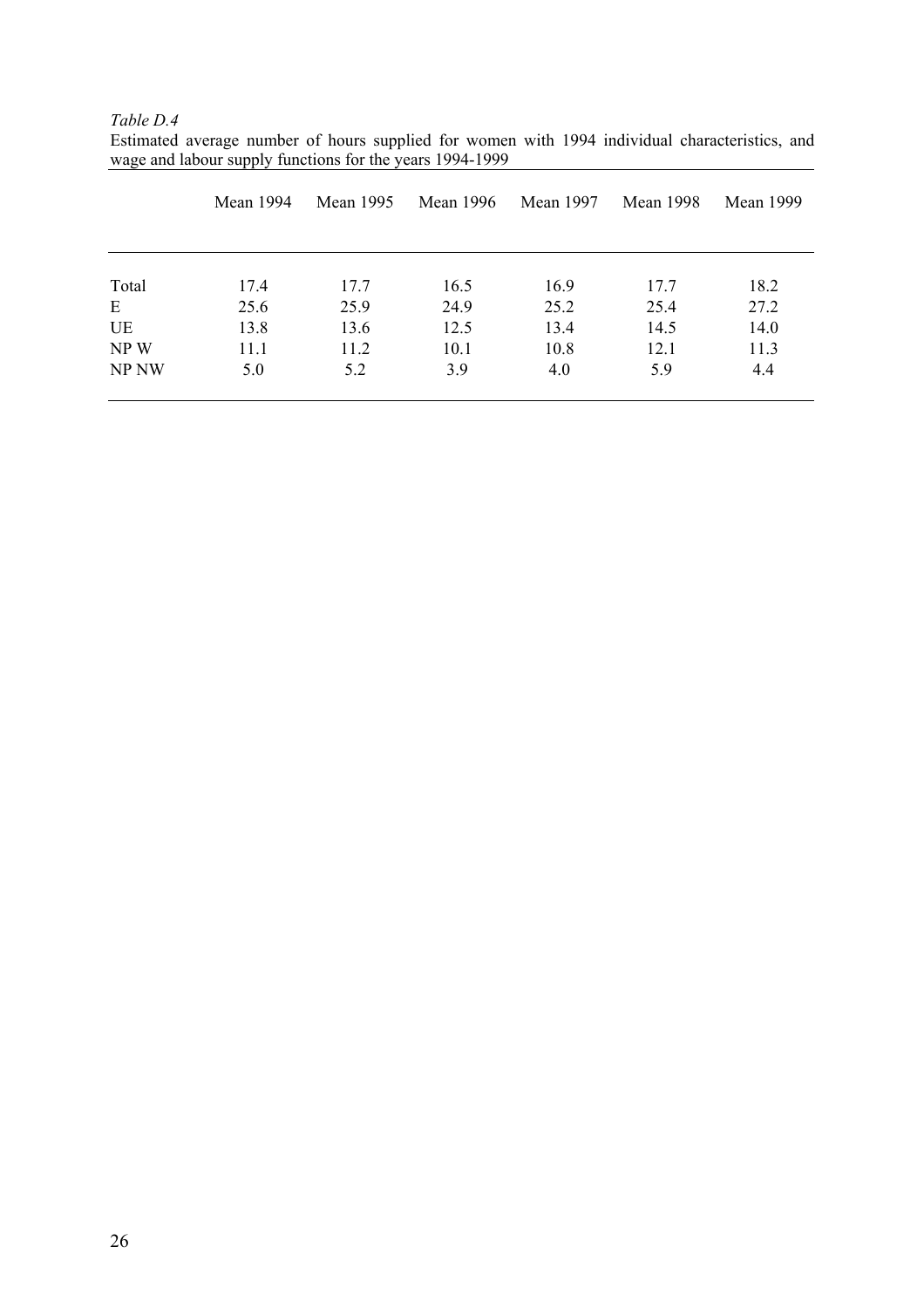*Table D.4*

Estimated average number of hours supplied for women with 1994 individual characteristics, and wage and labour supply functions for the years 1994-1999

| | Mean 1994 | Mean 1995 | Mean 1996 | Mean 1997 | Mean 1998 | Mean 1999 |
|---|---|---|---|---|---|---|
| Total | 17.4 | 17.7 | 16.5 | 16.9 | 17.7 | 18.2 |
| E | 25.6 | 25.9 | 24.9 | 25.2 | 25.4 | 27.2 |
| UE | 13.8 | 13.6 | 12.5 | 13.4 | 14.5 | 14.0 |
| NP W | 11.1 | 11.2 | 10.1 | 10.8 | 12.1 | 11.3 |
| NP NW | 5.0 | 5.2 | 3.9 | 4.0 | 5.9 | 4.4 |